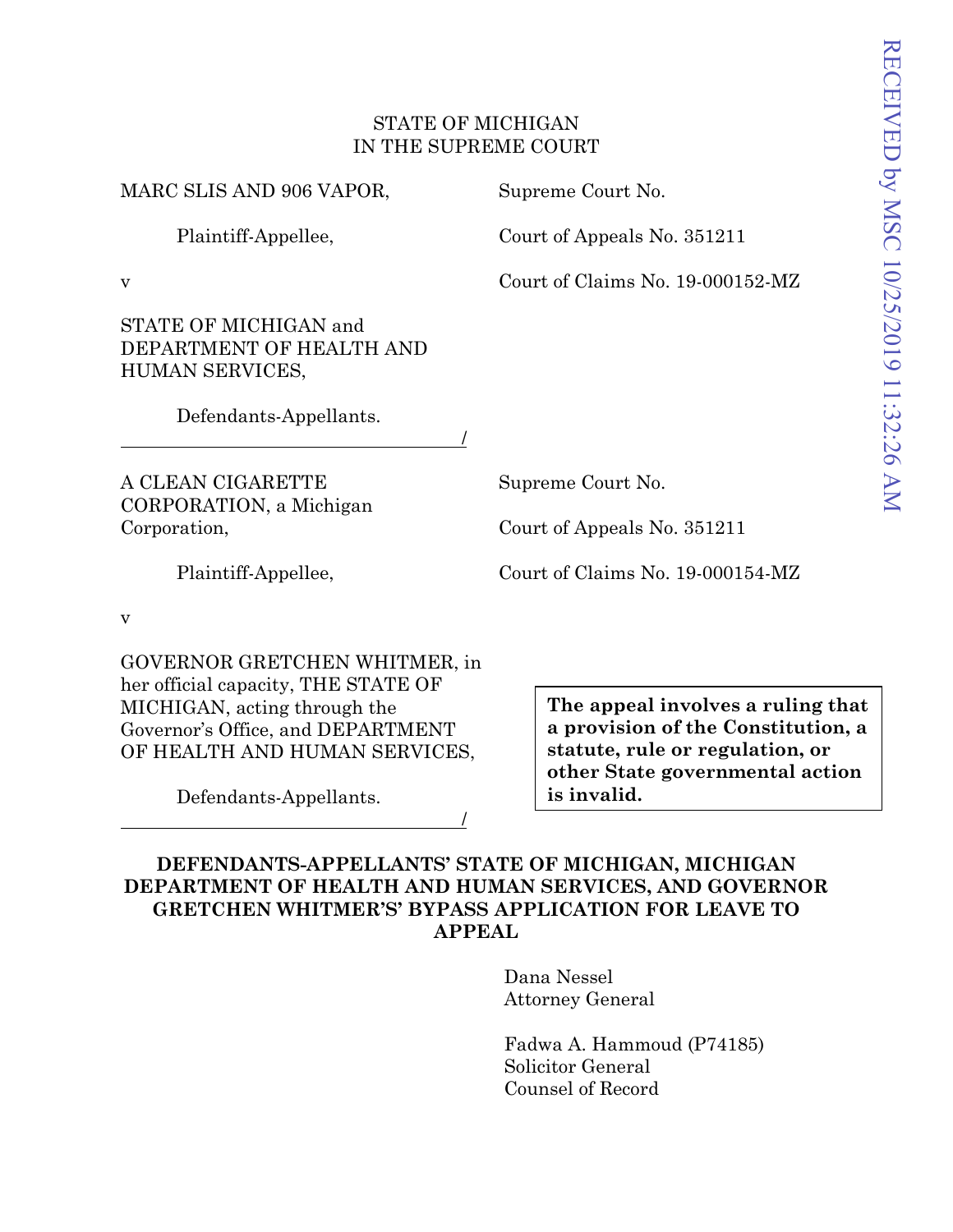STATE OF MICHIGAN
IN THE SUPREME COURT

MARC SLIS AND 906 VAPOR,

Plaintiff-Appellee,

v

STATE OF MICHIGAN and DEPARTMENT OF HEALTH AND HUMAN SERVICES,

Defendants-Appellants.

/

Supreme Court No.

Court of Appeals No. 351211

Court of Claims No. 19-000152-MZ

A CLEAN CIGARETTE CORPORATION, a Michigan Corporation,

Plaintiff-Appellee,

v

GOVERNOR GRETCHEN WHITMER, in her official capacity, THE STATE OF MICHIGAN, acting through the Governor's Office, and DEPARTMENT OF HEALTH AND HUMAN SERVICES,

Defendants-Appellants.

/

Supreme Court No.

Court of Appeals No. 351211

Court of Claims No. 19-000154-MZ

**The appeal involves a ruling that a provision of the Constitution, a statute, rule or regulation, or other State governmental action is invalid.**

**DEFENDANTS-APPELLANTS' STATE OF MICHIGAN, MICHIGAN DEPARTMENT OF HEALTH AND HUMAN SERVICES, AND GOVERNOR GRETCHEN WHITMER'S' BYPASS APPLICATION FOR LEAVE TO APPEAL**

Dana Nessel
Attorney General

Fadwa A. Hammoud (P74185)
Solicitor General
Counsel of Record

RECEIVED by MSC 10/25/2019 11:32:26 AM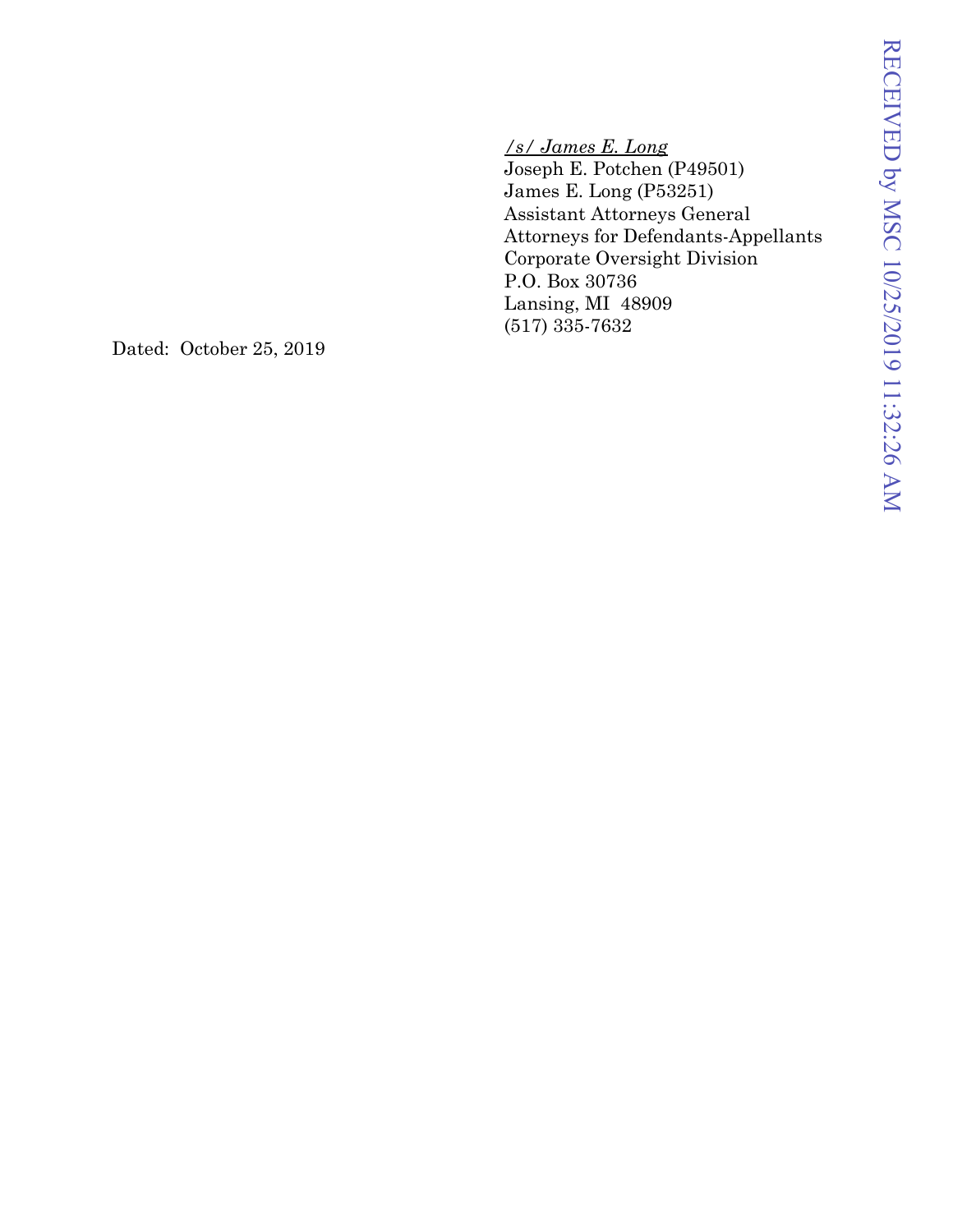*/s/ James E. Long*
Joseph E. Potchen (P49501)
James E. Long (P53251)
Assistant Attorneys General
Attorneys for Defendants-Appellants
Corporate Oversight Division
P.O. Box 30736
Lansing, MI 48909
(517) 335-7632

Dated: October 25, 2019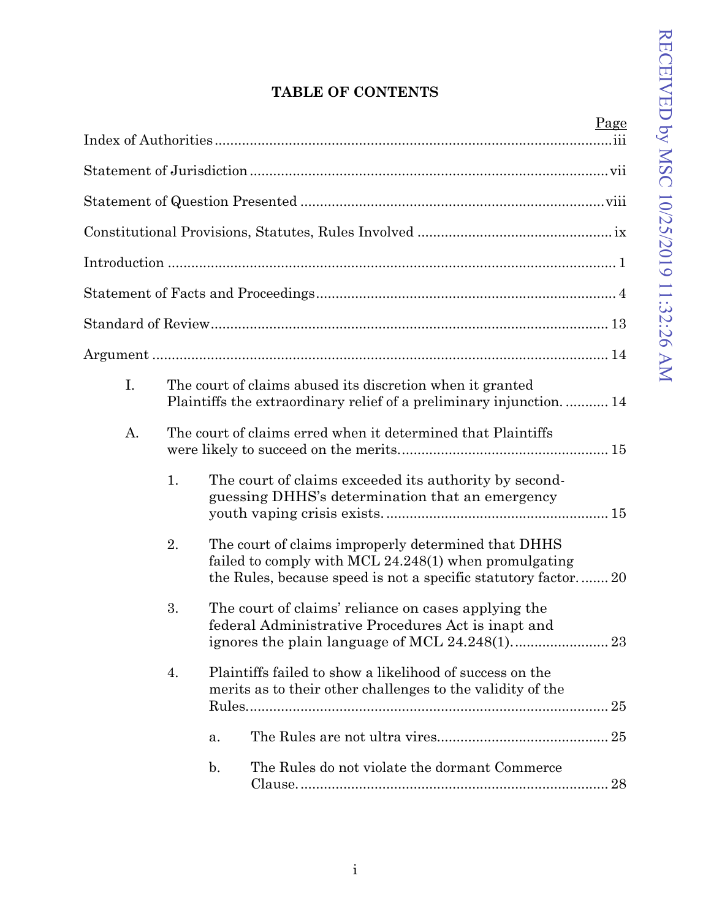**TABLE OF CONTENTS**

| | Page |
|---|---|
| Index of Authorities | iii |
| Statement of Jurisdiction | vii |
| Statement of Question Presented | viii |
| Constitutional Provisions, Statutes, Rules Involved | ix |
| Introduction | 1 |
| Statement of Facts and Proceedings | 4 |
| Standard of Review | 13 |
| Argument | 14 |
| I. The court of claims abused its discretion when it granted Plaintiffs the extraordinary relief of a preliminary injunction. | 14 |
| A. The court of claims erred when it determined that Plaintiffs were likely to succeed on the merits. | 15 |
| 1. The court of claims exceeded its authority by second-guessing DHHS's determination that an emergency youth vaping crisis exists. | 15 |
| 2. The court of claims improperly determined that DHHS failed to comply with MCL 24.248(1) when promulgating the Rules, because speed is not a specific statutory factor. | 20 |
| 3. The court of claims' reliance on cases applying the federal Administrative Procedures Act is inapt and ignores the plain language of MCL 24.248(1). | 23 |
| 4. Plaintiffs failed to show a likelihood of success on the merits as to their other challenges to the validity of the Rules. | 25 |
| a. The Rules are not ultra vires | 25 |
| b. The Rules do not violate the dormant Commerce Clause. | 28 |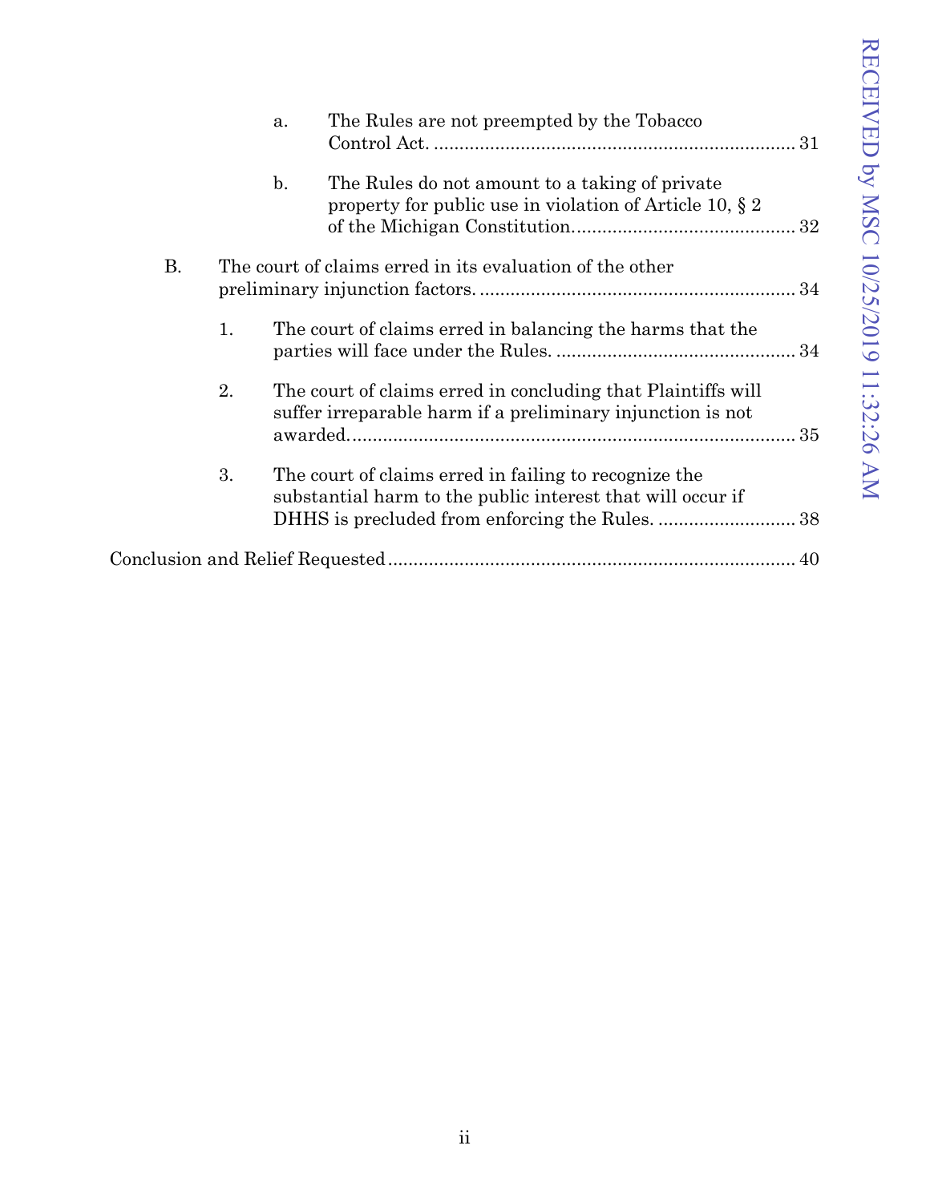a. The Rules are not preempted by the Tobacco Control Act. ........................................................................ 31

b. The Rules do not amount to a taking of private property for public use in violation of Article 10, § 2 of the Michigan Constitution. ........................................... 32

B. The court of claims erred in its evaluation of the other preliminary injunction factors. ............................................................. 34

1. The court of claims erred in balancing the harms that the parties will face under the Rules. ............................................... 34

2. The court of claims erred in concluding that Plaintiffs will suffer irreparable harm if a preliminary injunction is not awarded. ...................................................................................... 35

3. The court of claims erred in failing to recognize the substantial harm to the public interest that will occur if DHHS is precluded from enforcing the Rules. ........................... 38

Conclusion and Relief Requested ................................................................................ 40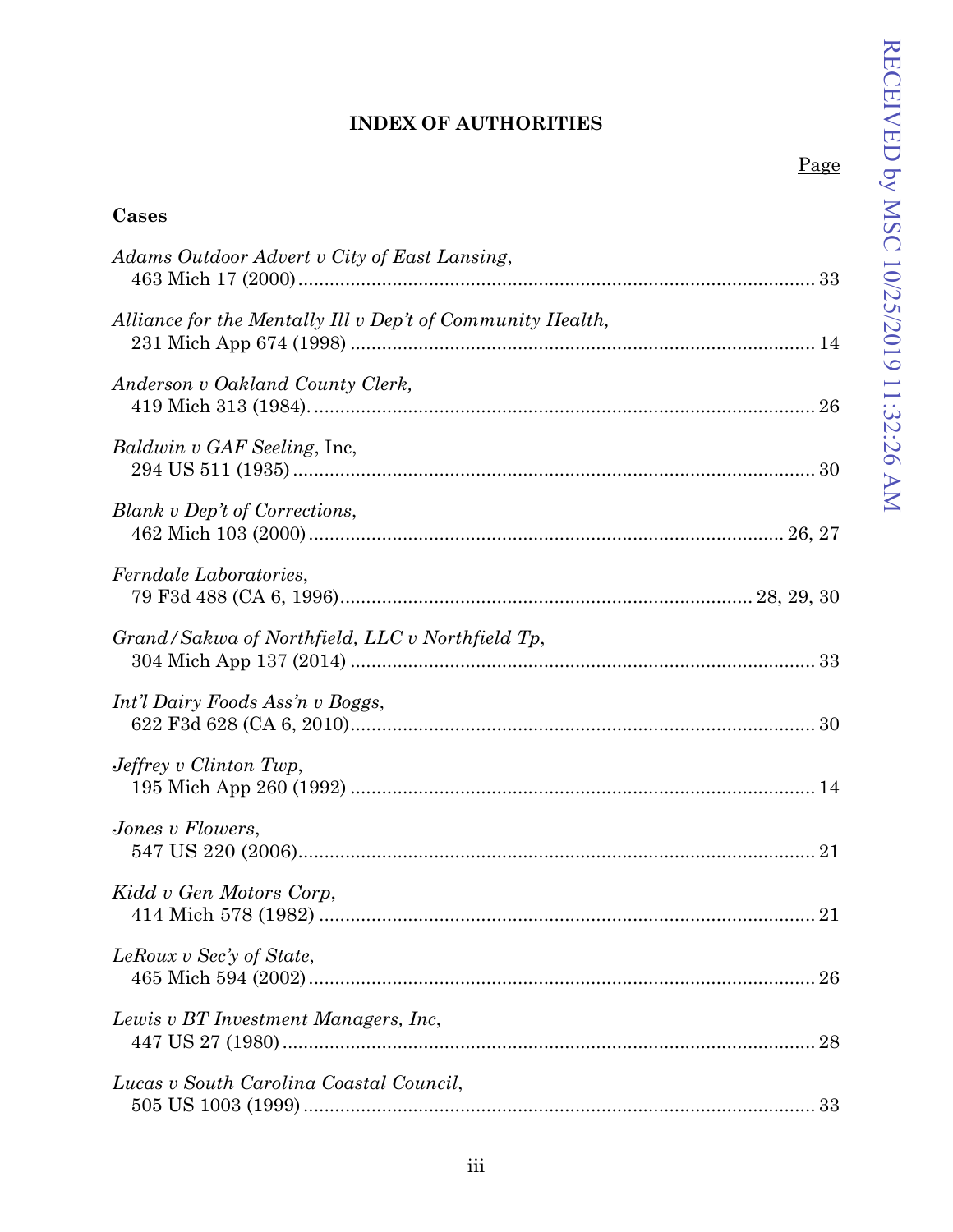**INDEX OF AUTHORITIES**

Page

**Cases**

*Adams Outdoor Advert v City of East Lansing*,
463 Mich 17 (2000) .......... 33

*Alliance for the Mentally Ill v Dep't of Community Health,*
231 Mich App 674 (1998) .......... 14

*Anderson v Oakland County Clerk,*
419 Mich 313 (1984). .......... 26

*Baldwin v GAF Seeling*, Inc,
294 US 511 (1935) .......... 30

*Blank v Dep't of Corrections*,
462 Mich 103 (2000) .......... 26, 27

*Ferndale Laboratories*,
79 F3d 488 (CA 6, 1996) .......... 28, 29, 30

*Grand/Sakwa of Northfield, LLC v Northfield Tp*,
304 Mich App 137 (2014) .......... 33

*Int'l Dairy Foods Ass'n v Boggs*,
622 F3d 628 (CA 6, 2010) .......... 30

*Jeffrey v Clinton Twp*,
195 Mich App 260 (1992) .......... 14

*Jones v Flowers*,
547 US 220 (2006) .......... 21

*Kidd v Gen Motors Corp*,
414 Mich 578 (1982) .......... 21

*LeRoux v Sec'y of State*,
465 Mich 594 (2002) .......... 26

*Lewis v BT Investment Managers, Inc*,
447 US 27 (1980) .......... 28

*Lucas v South Carolina Coastal Council*,
505 US 1003 (1999) .......... 33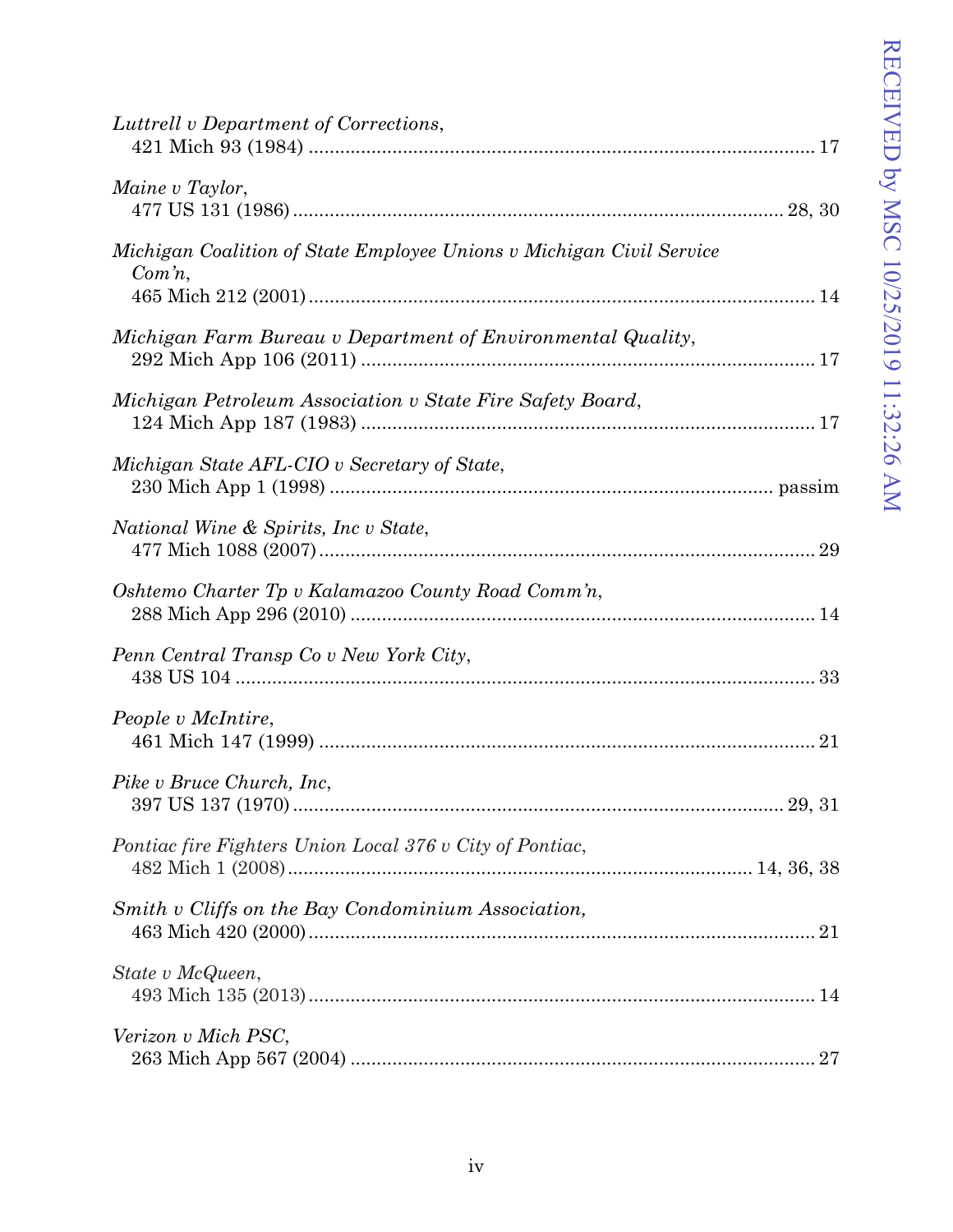*Luttrell v Department of Corrections*,
421 Mich 93 (1984) ................................................................................................ 17

*Maine v Taylor*,
477 US 131 (1986) .......................................................................................... 28, 30

*Michigan Coalition of State Employee Unions v Michigan Civil Service Com'n*,
465 Mich 212 (2001) ................................................................................................ 14

*Michigan Farm Bureau v Department of Environmental Quality*,
292 Mich App 106 (2011) ....................................................................................... 17

*Michigan Petroleum Association v State Fire Safety Board*,
124 Mich App 187 (1983) ....................................................................................... 17

*Michigan State AFL-CIO v Secretary of State*,
230 Mich App 1 (1998) ................................................................................... passim

*National Wine & Spirits, Inc v State*,
477 Mich 1088 (2007) .............................................................................................. 29

*Oshtemo Charter Tp v Kalamazoo County Road Comm'n*,
288 Mich App 296 (2010) ....................................................................................... 14

*Penn Central Transp Co v New York City*,
438 US 104 ............................................................................................................... 33

*People v McIntire*,
461 Mich 147 (1999) ................................................................................................ 21

*Pike v Bruce Church, Inc*,
397 US 137 (1970) .......................................................................................... 29, 31

*Pontiac fire Fighters Union Local 376 v City of Pontiac*,
482 Mich 1 (2008) ....................................................................................... 14, 36, 38

*Smith v Cliffs on the Bay Condominium Association,*
463 Mich 420 (2000) ................................................................................................ 21

*State v McQueen*,
493 Mich 135 (2013) ................................................................................................ 14

*Verizon v Mich PSC*,
263 Mich App 567 (2004) ....................................................................................... 27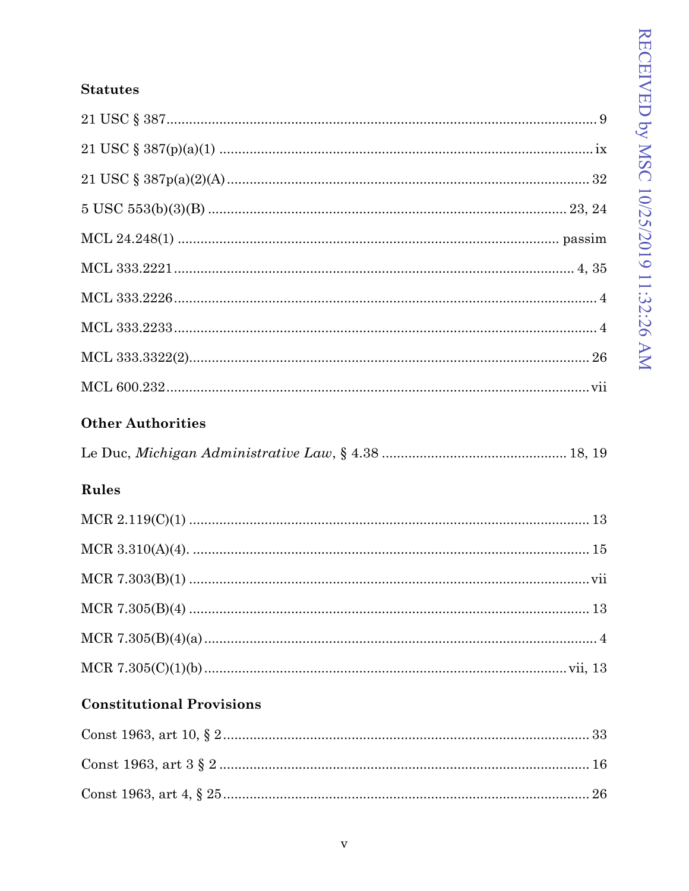### Statutes

21 USC § 387 .......... 9

21 USC § 387(p)(a)(1) .......... ix

21 USC § 387p(a)(2)(A) .......... 32

5 USC 553(b)(3)(B) .......... 23, 24

MCL 24.248(1) .......... passim

MCL 333.2221 .......... 4, 35

MCL 333.2226 .......... 4

MCL 333.2233 .......... 4

MCL 333.3322(2) .......... 26

MCL 600.232 .......... vii

### Other Authorities

Le Duc, *Michigan Administrative Law*, § 4.38 .......... 18, 19

### Rules

MCR 2.119(C)(1) .......... 13

MCR 3.310(A)(4). .......... 15

MCR 7.303(B)(1) .......... vii

MCR 7.305(B)(4) .......... 13

MCR 7.305(B)(4)(a) .......... 4

MCR 7.305(C)(1)(b) .......... vii, 13

### Constitutional Provisions

Const 1963, art 10, § 2 .......... 33

Const 1963, art 3 § 2 .......... 16

Const 1963, art 4, § 25 .......... 26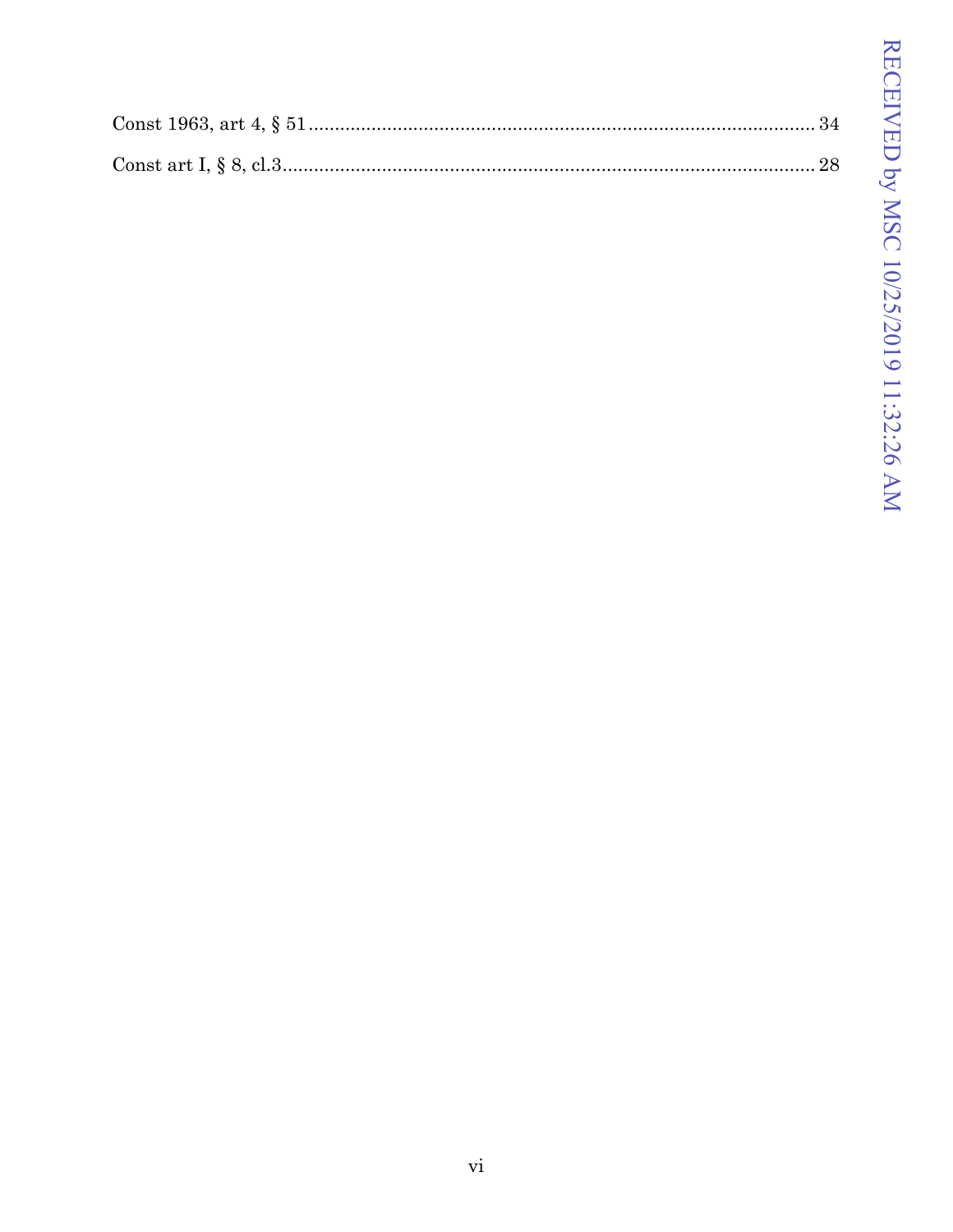Const 1963, art 4, § 51 ........................................................................................................ 34

Const art I, § 8, cl.3.............................................................................................................. 28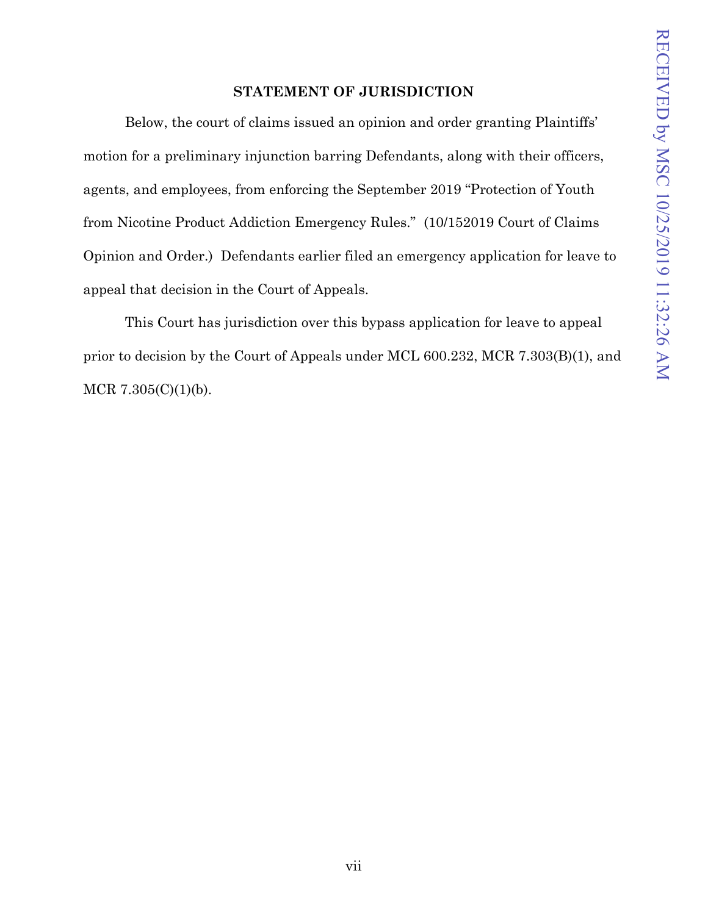## STATEMENT OF JURISDICTION

Below, the court of claims issued an opinion and order granting Plaintiffs' motion for a preliminary injunction barring Defendants, along with their officers, agents, and employees, from enforcing the September 2019 "Protection of Youth from Nicotine Product Addiction Emergency Rules." (10/152019 Court of Claims Opinion and Order.) Defendants earlier filed an emergency application for leave to appeal that decision in the Court of Appeals.

This Court has jurisdiction over this bypass application for leave to appeal prior to decision by the Court of Appeals under MCL 600.232, MCR 7.303(B)(1), and MCR 7.305(C)(1)(b).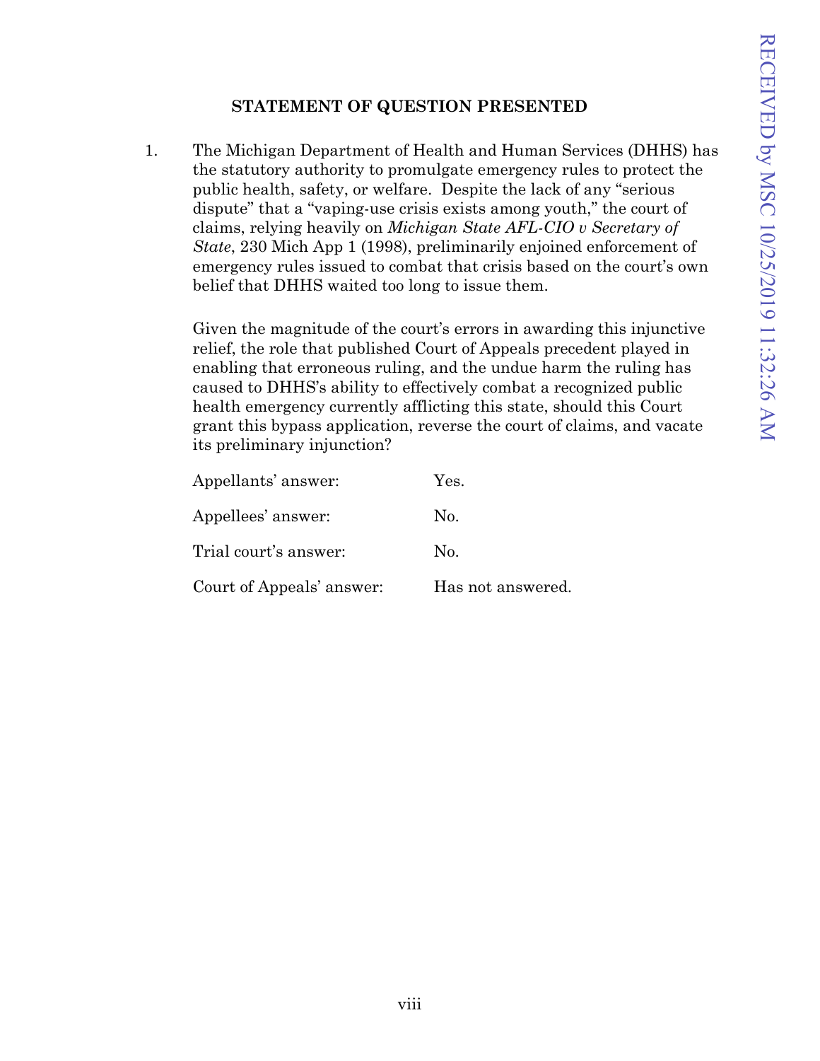## STATEMENT OF QUESTION PRESENTED

1. The Michigan Department of Health and Human Services (DHHS) has the statutory authority to promulgate emergency rules to protect the public health, safety, or welfare. Despite the lack of any "serious dispute" that a "vaping-use crisis exists among youth," the court of claims, relying heavily on *Michigan State AFL-CIO v Secretary of State*, 230 Mich App 1 (1998), preliminarily enjoined enforcement of emergency rules issued to combat that crisis based on the court's own belief that DHHS waited too long to issue them.

   Given the magnitude of the court's errors in awarding this injunctive relief, the role that published Court of Appeals precedent played in enabling that erroneous ruling, and the undue harm the ruling has caused to DHHS's ability to effectively combat a recognized public health emergency currently afflicting this state, should this Court grant this bypass application, reverse the court of claims, and vacate its preliminary injunction?

| | |
|---|---|
| Appellants' answer: | Yes. |
| Appellees' answer: | No. |
| Trial court's answer: | No. |
| Court of Appeals' answer: | Has not answered. |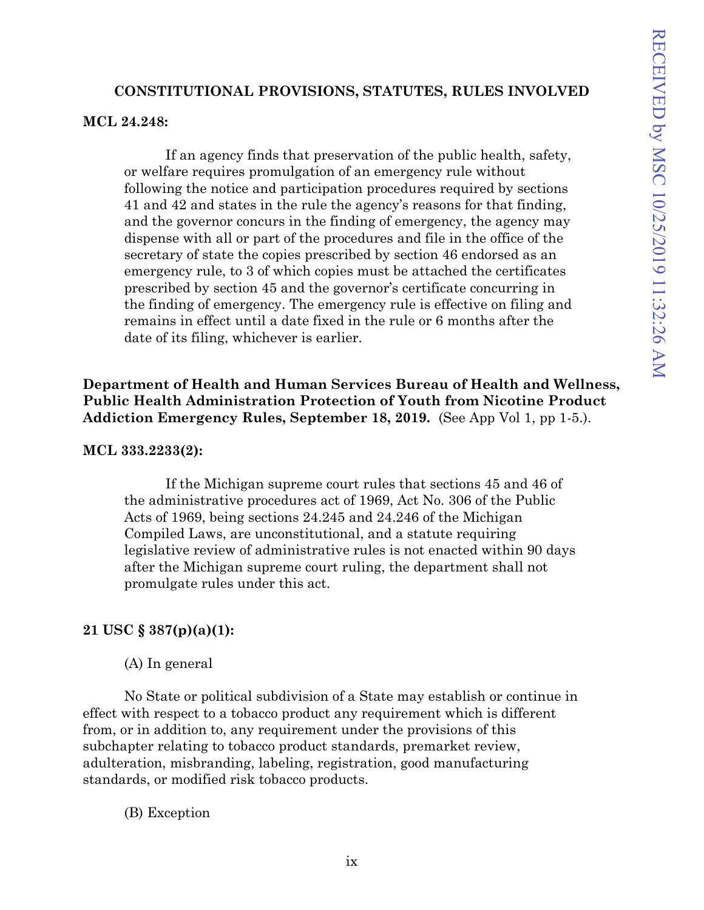## CONSTITUTIONAL PROVISIONS, STATUTES, RULES INVOLVED

**MCL 24.248:**

> If an agency finds that preservation of the public health, safety, or welfare requires promulgation of an emergency rule without following the notice and participation procedures required by sections 41 and 42 and states in the rule the agency's reasons for that finding, and the governor concurs in the finding of emergency, the agency may dispense with all or part of the procedures and file in the office of the secretary of state the copies prescribed by section 46 endorsed as an emergency rule, to 3 of which copies must be attached the certificates prescribed by section 45 and the governor's certificate concurring in the finding of emergency. The emergency rule is effective on filing and remains in effect until a date fixed in the rule or 6 months after the date of its filing, whichever is earlier.

**Department of Health and Human Services Bureau of Health and Wellness, Public Health Administration Protection of Youth from Nicotine Product Addiction Emergency Rules, September 18, 2019.** (See App Vol 1, pp 1-5.).

**MCL 333.2233(2):**

> If the Michigan supreme court rules that sections 45 and 46 of the administrative procedures act of 1969, Act No. 306 of the Public Acts of 1969, being sections 24.245 and 24.246 of the Michigan Compiled Laws, are unconstitutional, and a statute requiring legislative review of administrative rules is not enacted within 90 days after the Michigan supreme court ruling, the department shall not promulgate rules under this act.

**21 USC § 387(p)(a)(1):**

(A) In general

No State or political subdivision of a State may establish or continue in effect with respect to a tobacco product any requirement which is different from, or in addition to, any requirement under the provisions of this subchapter relating to tobacco product standards, premarket review, adulteration, misbranding, labeling, registration, good manufacturing standards, or modified risk tobacco products.

(B) Exception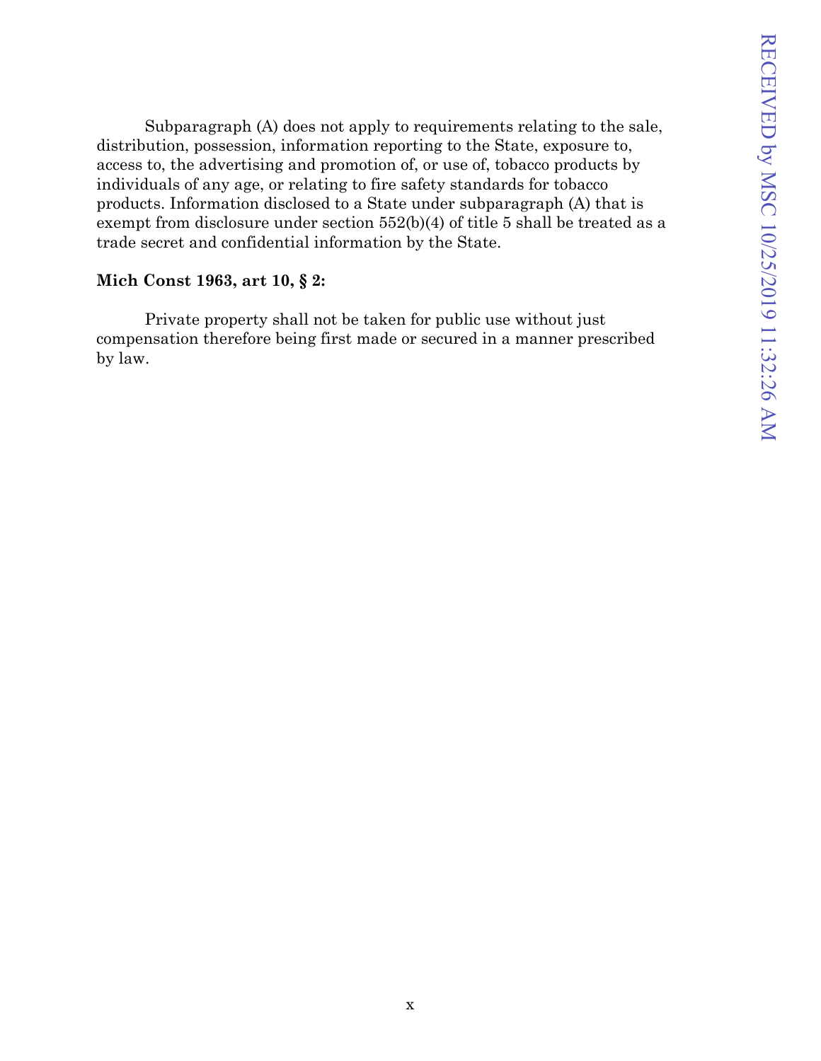Subparagraph (A) does not apply to requirements relating to the sale, distribution, possession, information reporting to the State, exposure to, access to, the advertising and promotion of, or use of, tobacco products by individuals of any age, or relating to fire safety standards for tobacco products. Information disclosed to a State under subparagraph (A) that is exempt from disclosure under section 552(b)(4) of title 5 shall be treated as a trade secret and confidential information by the State.

**Mich Const 1963, art 10, § 2:**

Private property shall not be taken for public use without just compensation therefore being first made or secured in a manner prescribed by law.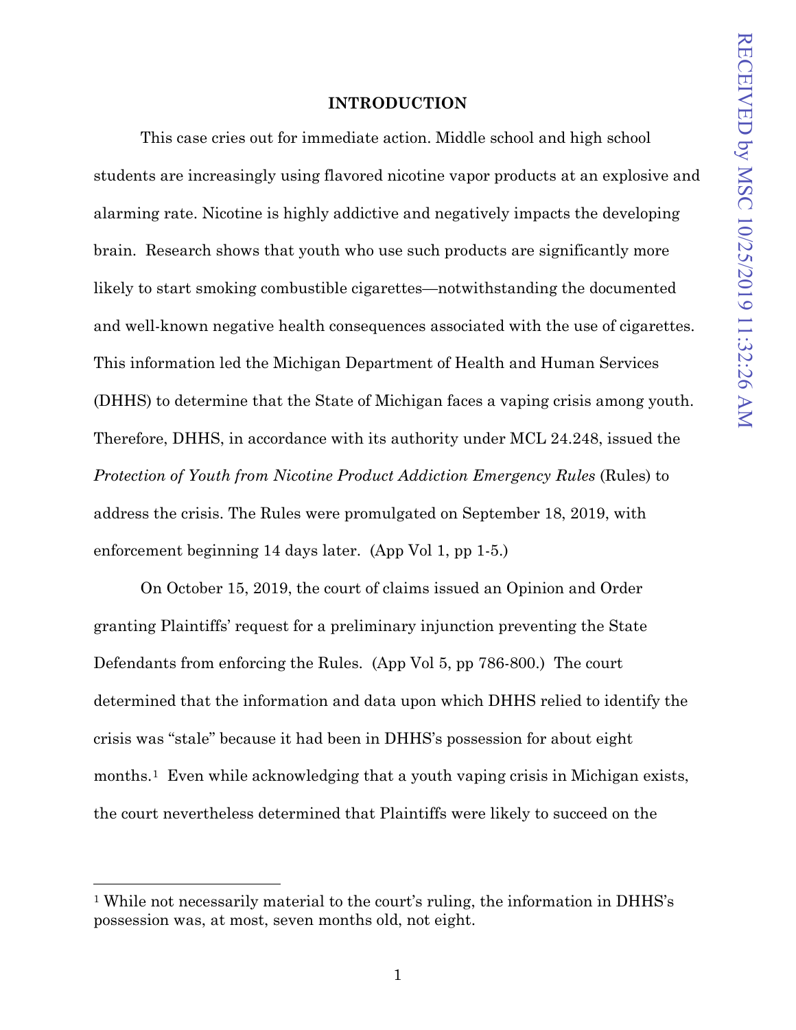## INTRODUCTION

This case cries out for immediate action. Middle school and high school students are increasingly using flavored nicotine vapor products at an explosive and alarming rate. Nicotine is highly addictive and negatively impacts the developing brain. Research shows that youth who use such products are significantly more likely to start smoking combustible cigarettes—notwithstanding the documented and well-known negative health consequences associated with the use of cigarettes. This information led the Michigan Department of Health and Human Services (DHHS) to determine that the State of Michigan faces a vaping crisis among youth. Therefore, DHHS, in accordance with its authority under MCL 24.248, issued the *Protection of Youth from Nicotine Product Addiction Emergency Rules* (Rules) to address the crisis. The Rules were promulgated on September 18, 2019, with enforcement beginning 14 days later. (App Vol 1, pp 1-5.)

On October 15, 2019, the court of claims issued an Opinion and Order granting Plaintiffs' request for a preliminary injunction preventing the State Defendants from enforcing the Rules. (App Vol 5, pp 786-800.) The court determined that the information and data upon which DHHS relied to identify the crisis was "stale" because it had been in DHHS's possession for about eight months.[1] Even while acknowledging that a youth vaping crisis in Michigan exists, the court nevertheless determined that Plaintiffs were likely to succeed on the

---

[1] While not necessarily material to the court's ruling, the information in DHHS's possession was, at most, seven months old, not eight.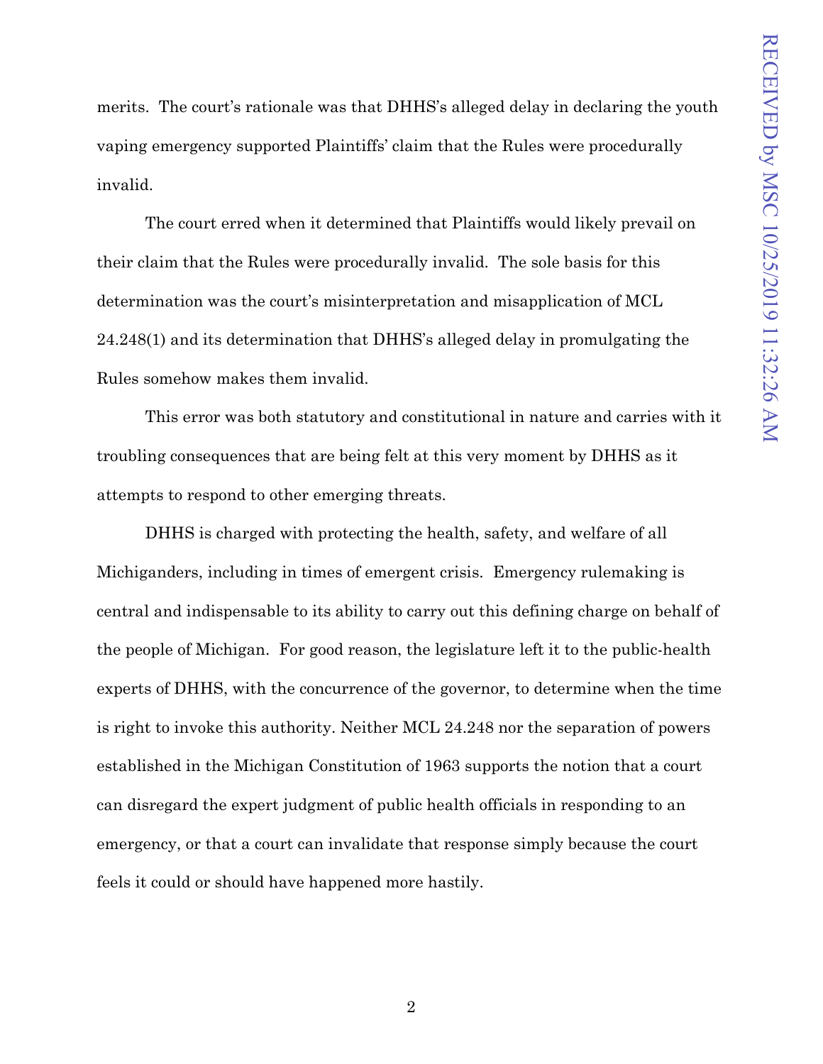merits. The court's rationale was that DHHS's alleged delay in declaring the youth vaping emergency supported Plaintiffs' claim that the Rules were procedurally invalid.

The court erred when it determined that Plaintiffs would likely prevail on their claim that the Rules were procedurally invalid. The sole basis for this determination was the court's misinterpretation and misapplication of MCL 24.248(1) and its determination that DHHS's alleged delay in promulgating the Rules somehow makes them invalid.

This error was both statutory and constitutional in nature and carries with it troubling consequences that are being felt at this very moment by DHHS as it attempts to respond to other emerging threats.

DHHS is charged with protecting the health, safety, and welfare of all Michiganders, including in times of emergent crisis. Emergency rulemaking is central and indispensable to its ability to carry out this defining charge on behalf of the people of Michigan. For good reason, the legislature left it to the public-health experts of DHHS, with the concurrence of the governor, to determine when the time is right to invoke this authority. Neither MCL 24.248 nor the separation of powers established in the Michigan Constitution of 1963 supports the notion that a court can disregard the expert judgment of public health officials in responding to an emergency, or that a court can invalidate that response simply because the court feels it could or should have happened more hastily.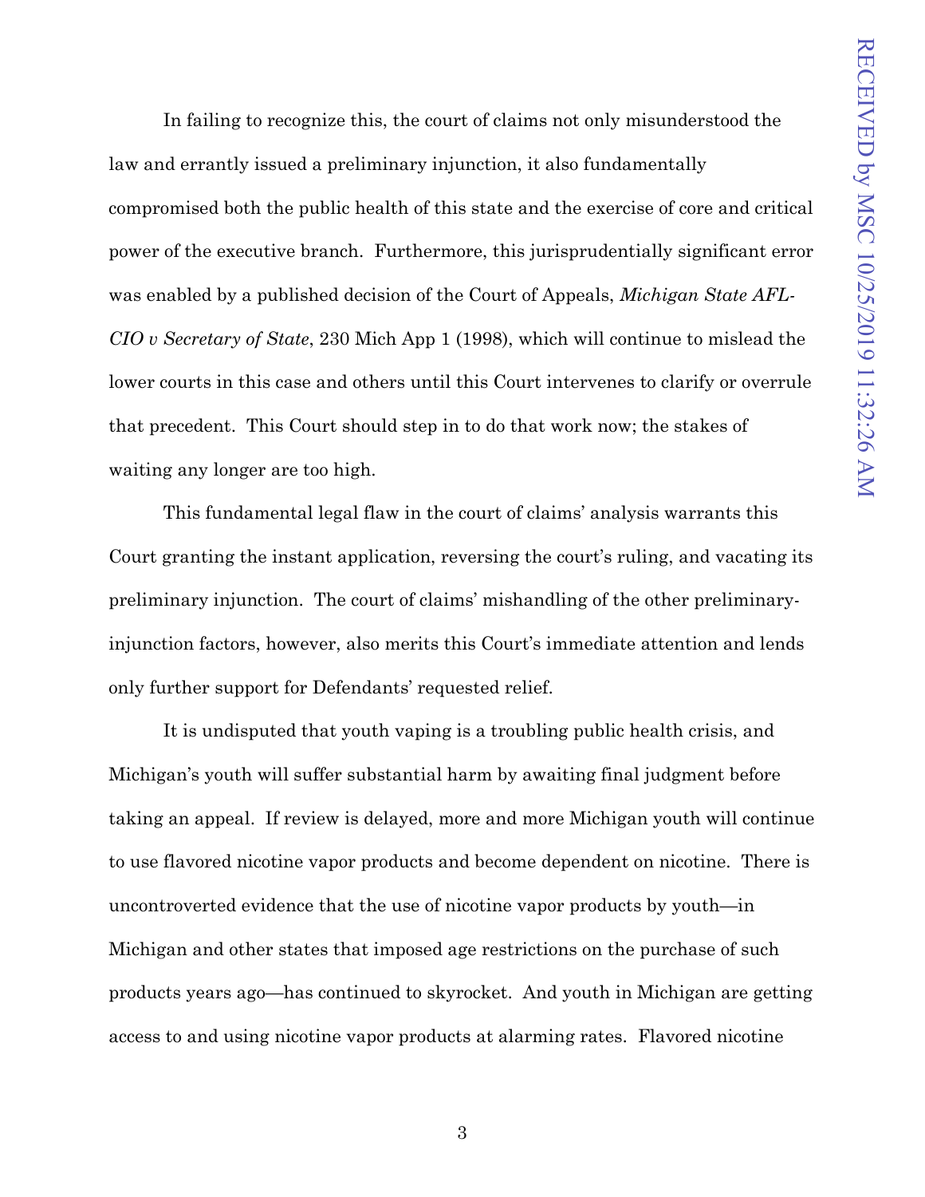In failing to recognize this, the court of claims not only misunderstood the law and errantly issued a preliminary injunction, it also fundamentally compromised both the public health of this state and the exercise of core and critical power of the executive branch. Furthermore, this jurisprudentially significant error was enabled by a published decision of the Court of Appeals, *Michigan State AFL-CIO v Secretary of State*, 230 Mich App 1 (1998), which will continue to mislead the lower courts in this case and others until this Court intervenes to clarify or overrule that precedent. This Court should step in to do that work now; the stakes of waiting any longer are too high.

This fundamental legal flaw in the court of claims' analysis warrants this Court granting the instant application, reversing the court's ruling, and vacating its preliminary injunction. The court of claims' mishandling of the other preliminary-injunction factors, however, also merits this Court's immediate attention and lends only further support for Defendants' requested relief.

It is undisputed that youth vaping is a troubling public health crisis, and Michigan's youth will suffer substantial harm by awaiting final judgment before taking an appeal. If review is delayed, more and more Michigan youth will continue to use flavored nicotine vapor products and become dependent on nicotine. There is uncontroverted evidence that the use of nicotine vapor products by youth—in Michigan and other states that imposed age restrictions on the purchase of such products years ago—has continued to skyrocket. And youth in Michigan are getting access to and using nicotine vapor products at alarming rates. Flavored nicotine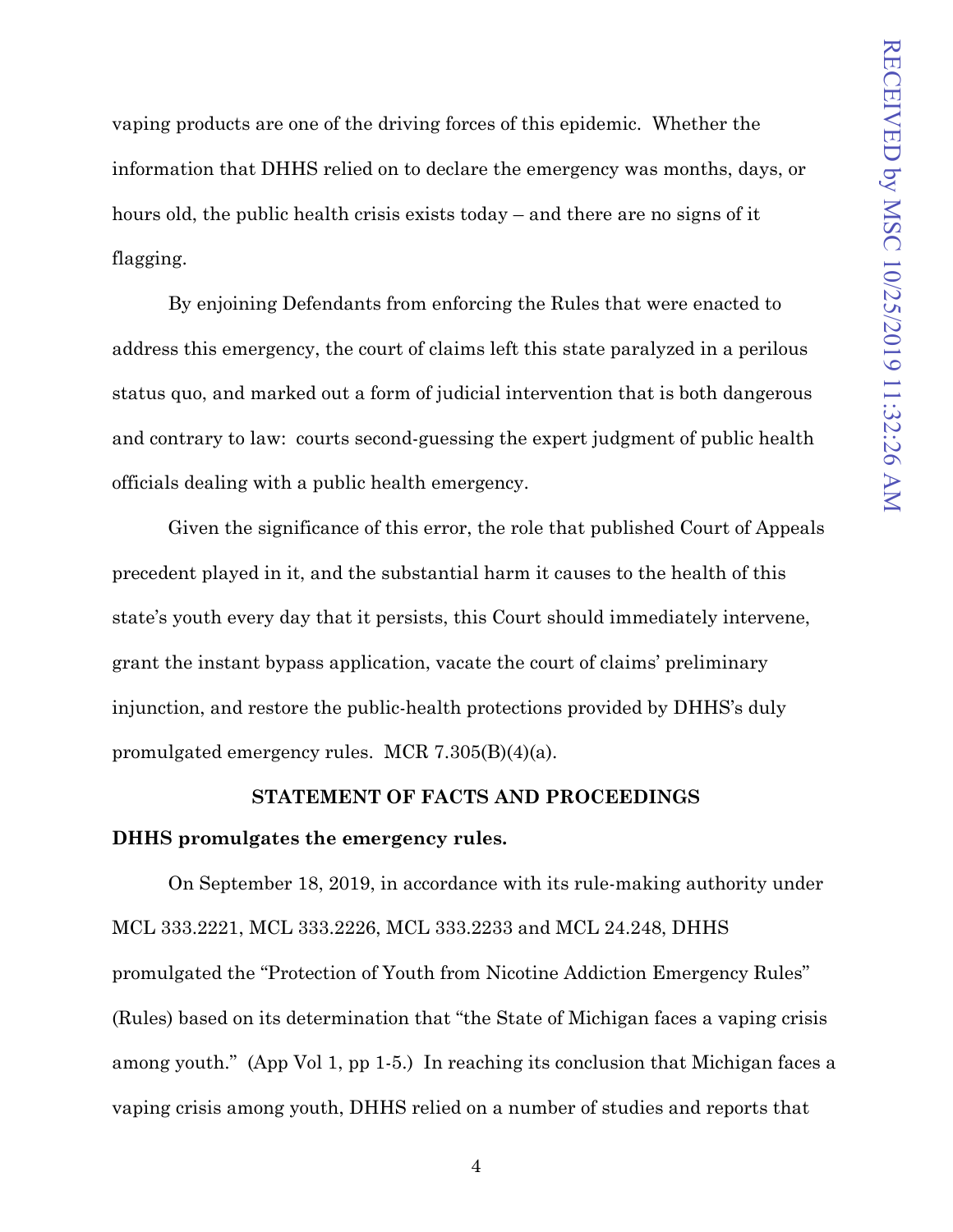vaping products are one of the driving forces of this epidemic. Whether the information that DHHS relied on to declare the emergency was months, days, or hours old, the public health crisis exists today – and there are no signs of it flagging.

By enjoining Defendants from enforcing the Rules that were enacted to address this emergency, the court of claims left this state paralyzed in a perilous status quo, and marked out a form of judicial intervention that is both dangerous and contrary to law: courts second-guessing the expert judgment of public health officials dealing with a public health emergency.

Given the significance of this error, the role that published Court of Appeals precedent played in it, and the substantial harm it causes to the health of this state's youth every day that it persists, this Court should immediately intervene, grant the instant bypass application, vacate the court of claims' preliminary injunction, and restore the public-health protections provided by DHHS's duly promulgated emergency rules. MCR 7.305(B)(4)(a).

## STATEMENT OF FACTS AND PROCEEDINGS

### DHHS promulgates the emergency rules.

On September 18, 2019, in accordance with its rule-making authority under MCL 333.2221, MCL 333.2226, MCL 333.2233 and MCL 24.248, DHHS promulgated the "Protection of Youth from Nicotine Addiction Emergency Rules" (Rules) based on its determination that "the State of Michigan faces a vaping crisis among youth." (App Vol 1, pp 1-5.) In reaching its conclusion that Michigan faces a vaping crisis among youth, DHHS relied on a number of studies and reports that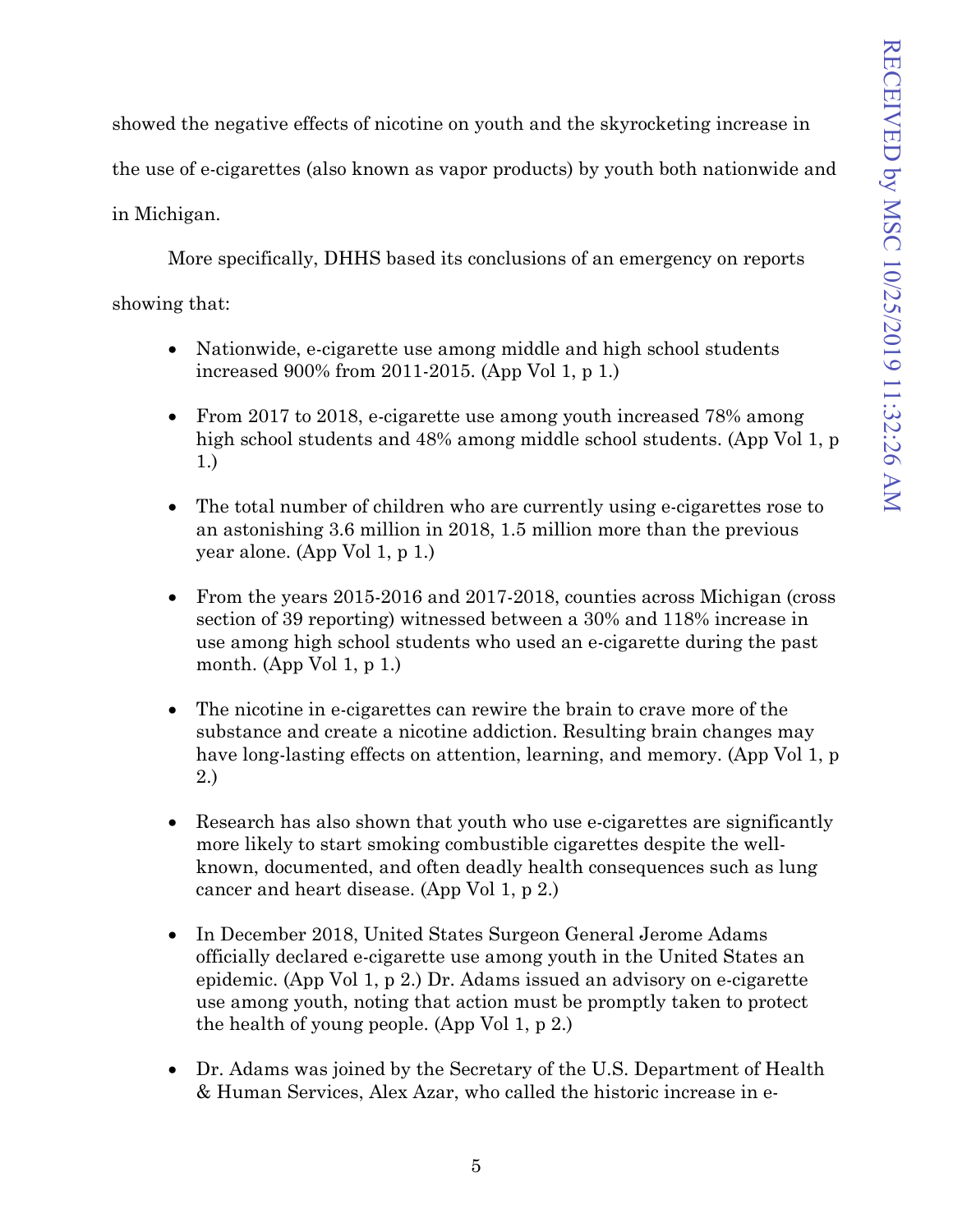showed the negative effects of nicotine on youth and the skyrocketing increase in the use of e-cigarettes (also known as vapor products) by youth both nationwide and in Michigan.

More specifically, DHHS based its conclusions of an emergency on reports showing that:

- Nationwide, e-cigarette use among middle and high school students increased 900% from 2011-2015. (App Vol 1, p 1.)

- From 2017 to 2018, e-cigarette use among youth increased 78% among high school students and 48% among middle school students. (App Vol 1, p 1.)

- The total number of children who are currently using e-cigarettes rose to an astonishing 3.6 million in 2018, 1.5 million more than the previous year alone. (App Vol 1, p 1.)

- From the years 2015-2016 and 2017-2018, counties across Michigan (cross section of 39 reporting) witnessed between a 30% and 118% increase in use among high school students who used an e-cigarette during the past month. (App Vol 1, p 1.)

- The nicotine in e-cigarettes can rewire the brain to crave more of the substance and create a nicotine addiction. Resulting brain changes may have long-lasting effects on attention, learning, and memory. (App Vol 1, p 2.)

- Research has also shown that youth who use e-cigarettes are significantly more likely to start smoking combustible cigarettes despite the well-known, documented, and often deadly health consequences such as lung cancer and heart disease. (App Vol 1, p 2.)

- In December 2018, United States Surgeon General Jerome Adams officially declared e-cigarette use among youth in the United States an epidemic. (App Vol 1, p 2.) Dr. Adams issued an advisory on e-cigarette use among youth, noting that action must be promptly taken to protect the health of young people. (App Vol 1, p 2.)

- Dr. Adams was joined by the Secretary of the U.S. Department of Health & Human Services, Alex Azar, who called the historic increase in e-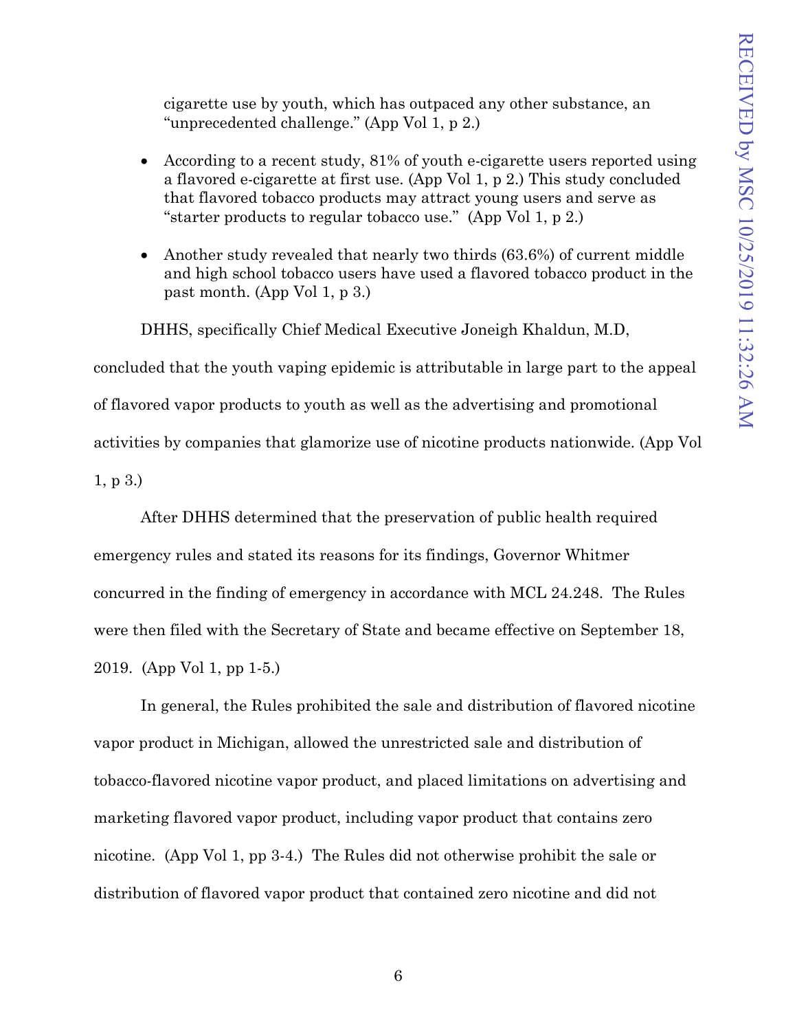cigarette use by youth, which has outpaced any other substance, an "unprecedented challenge." (App Vol 1, p 2.)

- According to a recent study, 81% of youth e-cigarette users reported using a flavored e-cigarette at first use. (App Vol 1, p 2.) This study concluded that flavored tobacco products may attract young users and serve as "starter products to regular tobacco use." (App Vol 1, p 2.)

- Another study revealed that nearly two thirds (63.6%) of current middle and high school tobacco users have used a flavored tobacco product in the past month. (App Vol 1, p 3.)

DHHS, specifically Chief Medical Executive Joneigh Khaldun, M.D, concluded that the youth vaping epidemic is attributable in large part to the appeal of flavored vapor products to youth as well as the advertising and promotional activities by companies that glamorize use of nicotine products nationwide. (App Vol 1, p 3.)

After DHHS determined that the preservation of public health required emergency rules and stated its reasons for its findings, Governor Whitmer concurred in the finding of emergency in accordance with MCL 24.248. The Rules were then filed with the Secretary of State and became effective on September 18, 2019. (App Vol 1, pp 1-5.)

In general, the Rules prohibited the sale and distribution of flavored nicotine vapor product in Michigan, allowed the unrestricted sale and distribution of tobacco-flavored nicotine vapor product, and placed limitations on advertising and marketing flavored vapor product, including vapor product that contains zero nicotine. (App Vol 1, pp 3-4.) The Rules did not otherwise prohibit the sale or distribution of flavored vapor product that contained zero nicotine and did not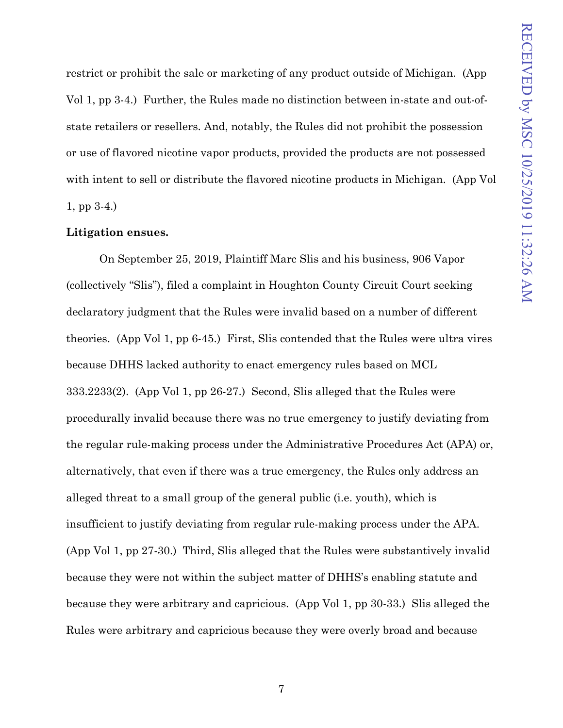restrict or prohibit the sale or marketing of any product outside of Michigan. (App Vol 1, pp 3-4.) Further, the Rules made no distinction between in-state and out-of-state retailers or resellers. And, notably, the Rules did not prohibit the possession or use of flavored nicotine vapor products, provided the products are not possessed with intent to sell or distribute the flavored nicotine products in Michigan. (App Vol 1, pp 3-4.)

**Litigation ensues.**

On September 25, 2019, Plaintiff Marc Slis and his business, 906 Vapor (collectively "Slis"), filed a complaint in Houghton County Circuit Court seeking declaratory judgment that the Rules were invalid based on a number of different theories. (App Vol 1, pp 6-45.) First, Slis contended that the Rules were ultra vires because DHHS lacked authority to enact emergency rules based on MCL 333.2233(2). (App Vol 1, pp 26-27.) Second, Slis alleged that the Rules were procedurally invalid because there was no true emergency to justify deviating from the regular rule-making process under the Administrative Procedures Act (APA) or, alternatively, that even if there was a true emergency, the Rules only address an alleged threat to a small group of the general public (i.e. youth), which is insufficient to justify deviating from regular rule-making process under the APA. (App Vol 1, pp 27-30.) Third, Slis alleged that the Rules were substantively invalid because they were not within the subject matter of DHHS's enabling statute and because they were arbitrary and capricious. (App Vol 1, pp 30-33.) Slis alleged the Rules were arbitrary and capricious because they were overly broad and because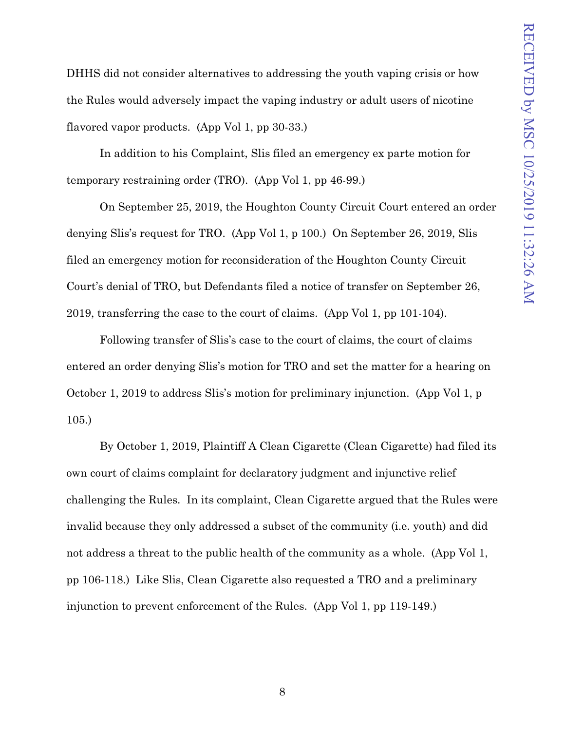DHHS did not consider alternatives to addressing the youth vaping crisis or how the Rules would adversely impact the vaping industry or adult users of nicotine flavored vapor products. (App Vol 1, pp 30-33.)

In addition to his Complaint, Slis filed an emergency ex parte motion for temporary restraining order (TRO). (App Vol 1, pp 46-99.)

On September 25, 2019, the Houghton County Circuit Court entered an order denying Slis's request for TRO. (App Vol 1, p 100.) On September 26, 2019, Slis filed an emergency motion for reconsideration of the Houghton County Circuit Court's denial of TRO, but Defendants filed a notice of transfer on September 26, 2019, transferring the case to the court of claims. (App Vol 1, pp 101-104).

Following transfer of Slis's case to the court of claims, the court of claims entered an order denying Slis's motion for TRO and set the matter for a hearing on October 1, 2019 to address Slis's motion for preliminary injunction. (App Vol 1, p 105.)

By October 1, 2019, Plaintiff A Clean Cigarette (Clean Cigarette) had filed its own court of claims complaint for declaratory judgment and injunctive relief challenging the Rules. In its complaint, Clean Cigarette argued that the Rules were invalid because they only addressed a subset of the community (i.e. youth) and did not address a threat to the public health of the community as a whole. (App Vol 1, pp 106-118.) Like Slis, Clean Cigarette also requested a TRO and a preliminary injunction to prevent enforcement of the Rules. (App Vol 1, pp 119-149.)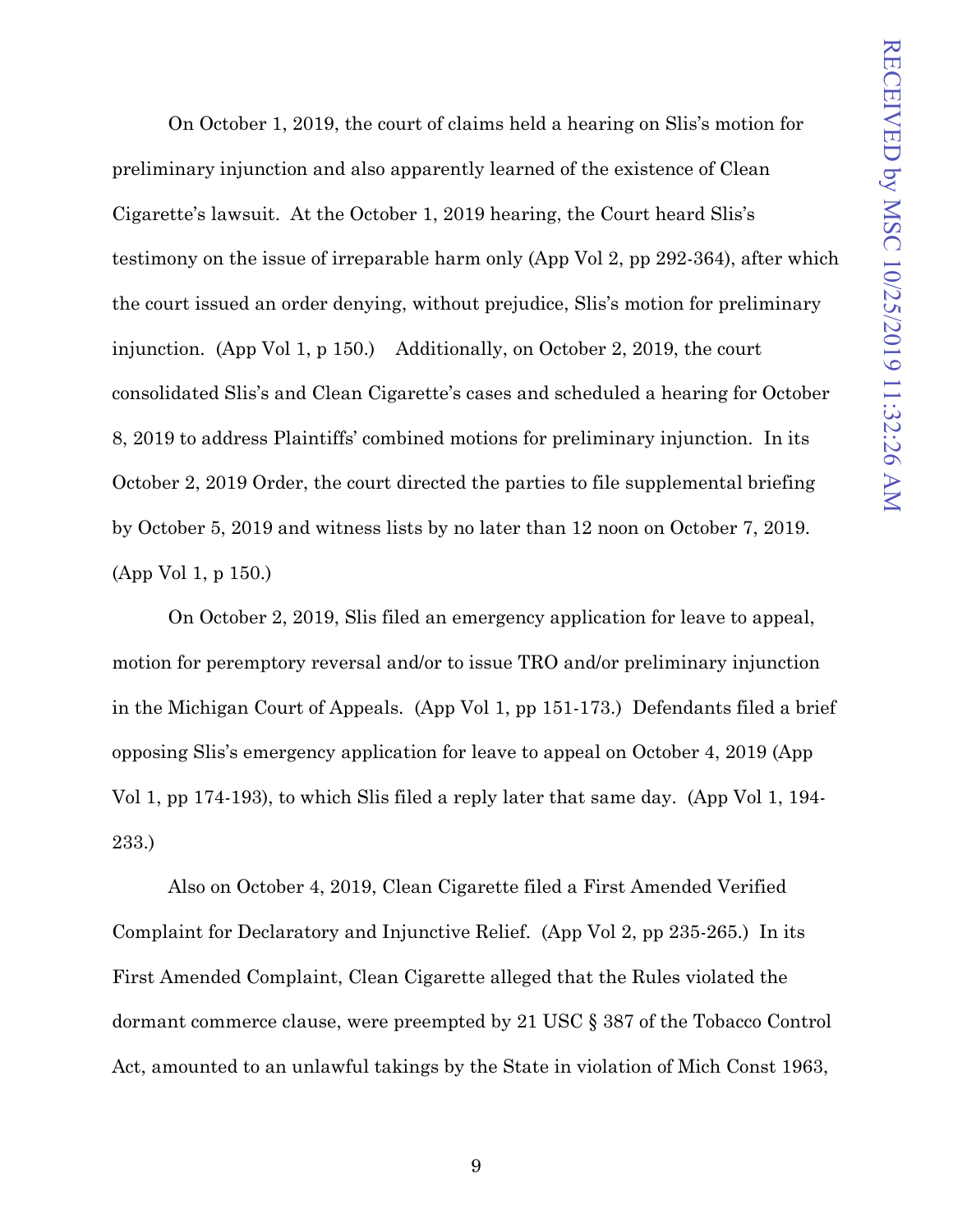On October 1, 2019, the court of claims held a hearing on Slis's motion for preliminary injunction and also apparently learned of the existence of Clean Cigarette's lawsuit. At the October 1, 2019 hearing, the Court heard Slis's testimony on the issue of irreparable harm only (App Vol 2, pp 292-364), after which the court issued an order denying, without prejudice, Slis's motion for preliminary injunction. (App Vol 1, p 150.) Additionally, on October 2, 2019, the court consolidated Slis's and Clean Cigarette's cases and scheduled a hearing for October 8, 2019 to address Plaintiffs' combined motions for preliminary injunction. In its October 2, 2019 Order, the court directed the parties to file supplemental briefing by October 5, 2019 and witness lists by no later than 12 noon on October 7, 2019. (App Vol 1, p 150.)

On October 2, 2019, Slis filed an emergency application for leave to appeal, motion for peremptory reversal and/or to issue TRO and/or preliminary injunction in the Michigan Court of Appeals. (App Vol 1, pp 151-173.) Defendants filed a brief opposing Slis's emergency application for leave to appeal on October 4, 2019 (App Vol 1, pp 174-193), to which Slis filed a reply later that same day. (App Vol 1, 194-233.)

Also on October 4, 2019, Clean Cigarette filed a First Amended Verified Complaint for Declaratory and Injunctive Relief. (App Vol 2, pp 235-265.) In its First Amended Complaint, Clean Cigarette alleged that the Rules violated the dormant commerce clause, were preempted by 21 USC § 387 of the Tobacco Control Act, amounted to an unlawful takings by the State in violation of Mich Const 1963,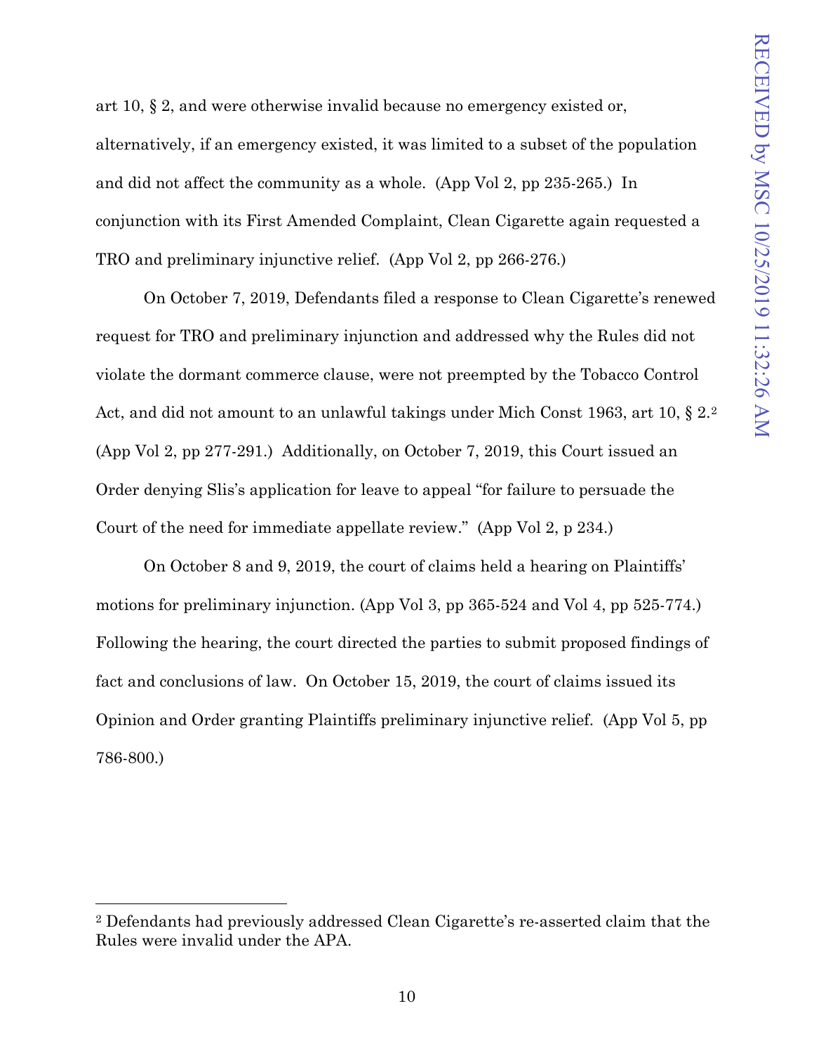art 10, § 2, and were otherwise invalid because no emergency existed or, alternatively, if an emergency existed, it was limited to a subset of the population and did not affect the community as a whole. (App Vol 2, pp 235-265.) In conjunction with its First Amended Complaint, Clean Cigarette again requested a TRO and preliminary injunctive relief. (App Vol 2, pp 266-276.)

On October 7, 2019, Defendants filed a response to Clean Cigarette's renewed request for TRO and preliminary injunction and addressed why the Rules did not violate the dormant commerce clause, were not preempted by the Tobacco Control Act, and did not amount to an unlawful takings under Mich Const 1963, art 10, § 2.[2] (App Vol 2, pp 277-291.) Additionally, on October 7, 2019, this Court issued an Order denying Slis's application for leave to appeal "for failure to persuade the Court of the need for immediate appellate review." (App Vol 2, p 234.)

On October 8 and 9, 2019, the court of claims held a hearing on Plaintiffs' motions for preliminary injunction. (App Vol 3, pp 365-524 and Vol 4, pp 525-774.) Following the hearing, the court directed the parties to submit proposed findings of fact and conclusions of law. On October 15, 2019, the court of claims issued its Opinion and Order granting Plaintiffs preliminary injunctive relief. (App Vol 5, pp 786-800.)

[2] Defendants had previously addressed Clean Cigarette's re-asserted claim that the Rules were invalid under the APA.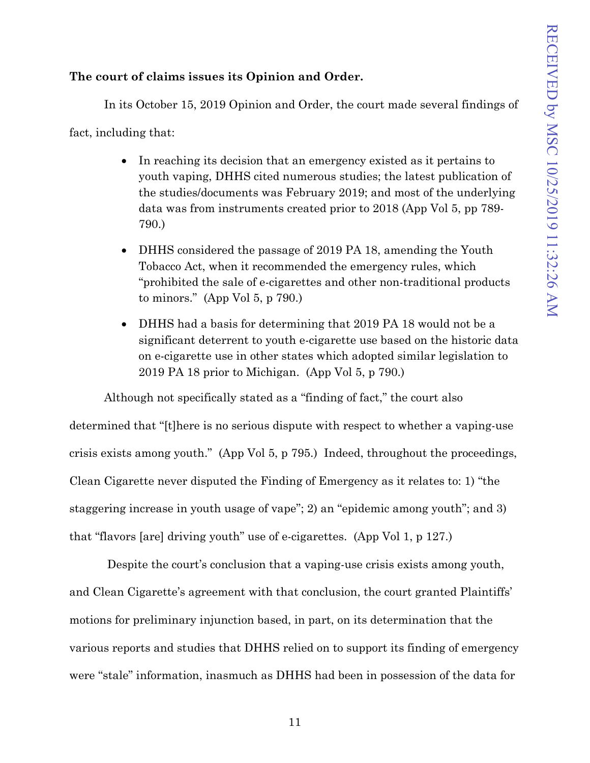**The court of claims issues its Opinion and Order.**

In its October 15, 2019 Opinion and Order, the court made several findings of fact, including that:

- In reaching its decision that an emergency existed as it pertains to youth vaping, DHHS cited numerous studies; the latest publication of the studies/documents was February 2019; and most of the underlying data was from instruments created prior to 2018 (App Vol 5, pp 789-790.)
- DHHS considered the passage of 2019 PA 18, amending the Youth Tobacco Act, when it recommended the emergency rules, which "prohibited the sale of e-cigarettes and other non-traditional products to minors." (App Vol 5, p 790.)
- DHHS had a basis for determining that 2019 PA 18 would not be a significant deterrent to youth e-cigarette use based on the historic data on e-cigarette use in other states which adopted similar legislation to 2019 PA 18 prior to Michigan. (App Vol 5, p 790.)

Although not specifically stated as a "finding of fact," the court also determined that "[t]here is no serious dispute with respect to whether a vaping-use crisis exists among youth." (App Vol 5, p 795.) Indeed, throughout the proceedings, Clean Cigarette never disputed the Finding of Emergency as it relates to: 1) "the staggering increase in youth usage of vape"; 2) an "epidemic among youth"; and 3) that "flavors [are] driving youth" use of e-cigarettes. (App Vol 1, p 127.)

Despite the court's conclusion that a vaping-use crisis exists among youth, and Clean Cigarette's agreement with that conclusion, the court granted Plaintiffs' motions for preliminary injunction based, in part, on its determination that the various reports and studies that DHHS relied on to support its finding of emergency were "stale" information, inasmuch as DHHS had been in possession of the data for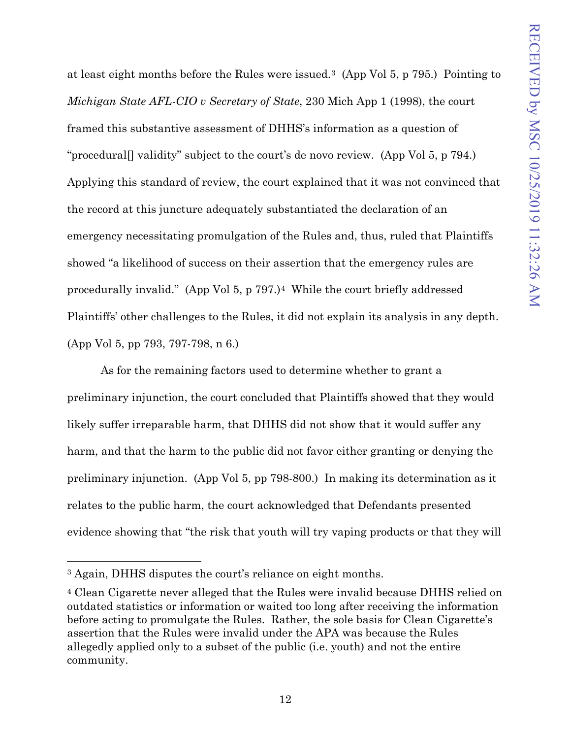at least eight months before the Rules were issued.[3] (App Vol 5, p 795.) Pointing to *Michigan State AFL-CIO v Secretary of State*, 230 Mich App 1 (1998), the court framed this substantive assessment of DHHS's information as a question of "procedural[] validity" subject to the court's de novo review. (App Vol 5, p 794.) Applying this standard of review, the court explained that it was not convinced that the record at this juncture adequately substantiated the declaration of an emergency necessitating promulgation of the Rules and, thus, ruled that Plaintiffs showed "a likelihood of success on their assertion that the emergency rules are procedurally invalid." (App Vol 5, p 797.)[4] While the court briefly addressed Plaintiffs' other challenges to the Rules, it did not explain its analysis in any depth. (App Vol 5, pp 793, 797-798, n 6.)

As for the remaining factors used to determine whether to grant a preliminary injunction, the court concluded that Plaintiffs showed that they would likely suffer irreparable harm, that DHHS did not show that it would suffer any harm, and that the harm to the public did not favor either granting or denying the preliminary injunction. (App Vol 5, pp 798-800.) In making its determination as it relates to the public harm, the court acknowledged that Defendants presented evidence showing that "the risk that youth will try vaping products or that they will

---

[3] Again, DHHS disputes the court's reliance on eight months.

[4] Clean Cigarette never alleged that the Rules were invalid because DHHS relied on outdated statistics or information or waited too long after receiving the information before acting to promulgate the Rules. Rather, the sole basis for Clean Cigarette's assertion that the Rules were invalid under the APA was because the Rules allegedly applied only to a subset of the public (i.e. youth) and not the entire community.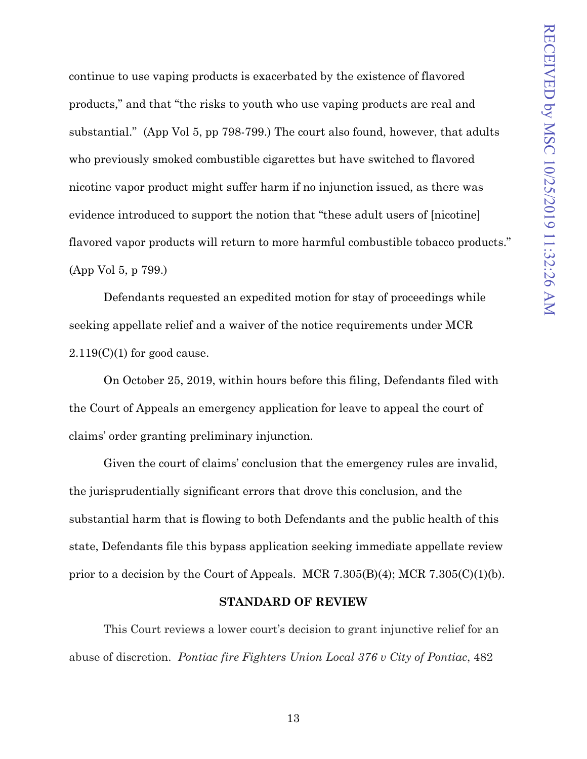continue to use vaping products is exacerbated by the existence of flavored products," and that "the risks to youth who use vaping products are real and substantial." (App Vol 5, pp 798-799.) The court also found, however, that adults who previously smoked combustible cigarettes but have switched to flavored nicotine vapor product might suffer harm if no injunction issued, as there was evidence introduced to support the notion that "these adult users of [nicotine] flavored vapor products will return to more harmful combustible tobacco products." (App Vol 5, p 799.)

Defendants requested an expedited motion for stay of proceedings while seeking appellate relief and a waiver of the notice requirements under MCR 2.119(C)(1) for good cause.

On October 25, 2019, within hours before this filing, Defendants filed with the Court of Appeals an emergency application for leave to appeal the court of claims' order granting preliminary injunction.

Given the court of claims' conclusion that the emergency rules are invalid, the jurisprudentially significant errors that drove this conclusion, and the substantial harm that is flowing to both Defendants and the public health of this state, Defendants file this bypass application seeking immediate appellate review prior to a decision by the Court of Appeals. MCR 7.305(B)(4); MCR 7.305(C)(1)(b).

## STANDARD OF REVIEW

This Court reviews a lower court's decision to grant injunctive relief for an abuse of discretion. *Pontiac fire Fighters Union Local 376 v City of Pontiac*, 482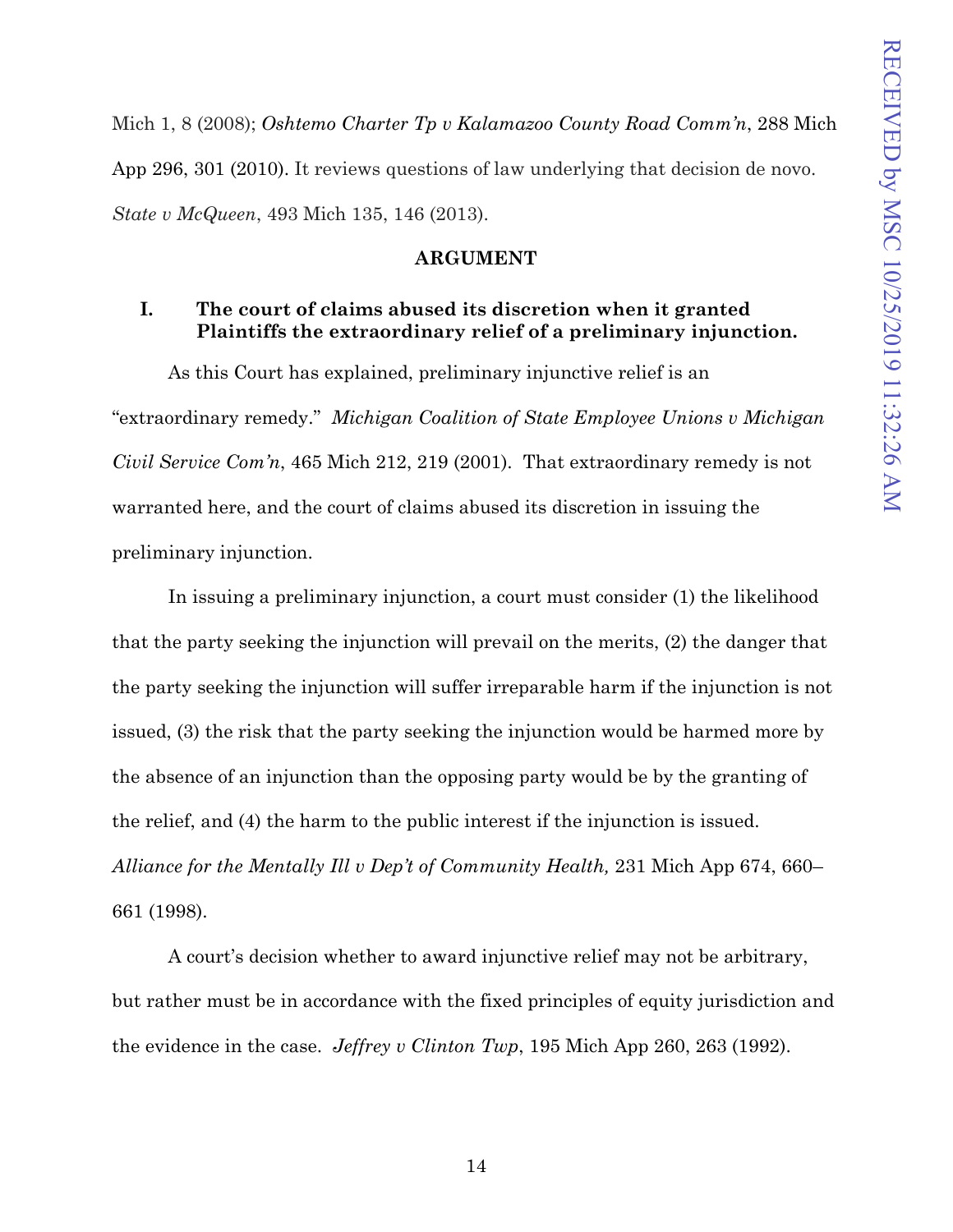Mich 1, 8 (2008); *Oshtemo Charter Tp v Kalamazoo County Road Comm'n*, 288 Mich App 296, 301 (2010). It reviews questions of law underlying that decision de novo. *State v McQueen*, 493 Mich 135, 146 (2013).

## ARGUMENT

### I. The court of claims abused its discretion when it granted Plaintiffs the extraordinary relief of a preliminary injunction.

As this Court has explained, preliminary injunctive relief is an "extraordinary remedy." *Michigan Coalition of State Employee Unions v Michigan Civil Service Com'n*, 465 Mich 212, 219 (2001). That extraordinary remedy is not warranted here, and the court of claims abused its discretion in issuing the preliminary injunction.

In issuing a preliminary injunction, a court must consider (1) the likelihood that the party seeking the injunction will prevail on the merits, (2) the danger that the party seeking the injunction will suffer irreparable harm if the injunction is not issued, (3) the risk that the party seeking the injunction would be harmed more by the absence of an injunction than the opposing party would be by the granting of the relief, and (4) the harm to the public interest if the injunction is issued. *Alliance for the Mentally Ill v Dep't of Community Health,* 231 Mich App 674, 660–661 (1998).

A court's decision whether to award injunctive relief may not be arbitrary, but rather must be in accordance with the fixed principles of equity jurisdiction and the evidence in the case. *Jeffrey v Clinton Twp*, 195 Mich App 260, 263 (1992).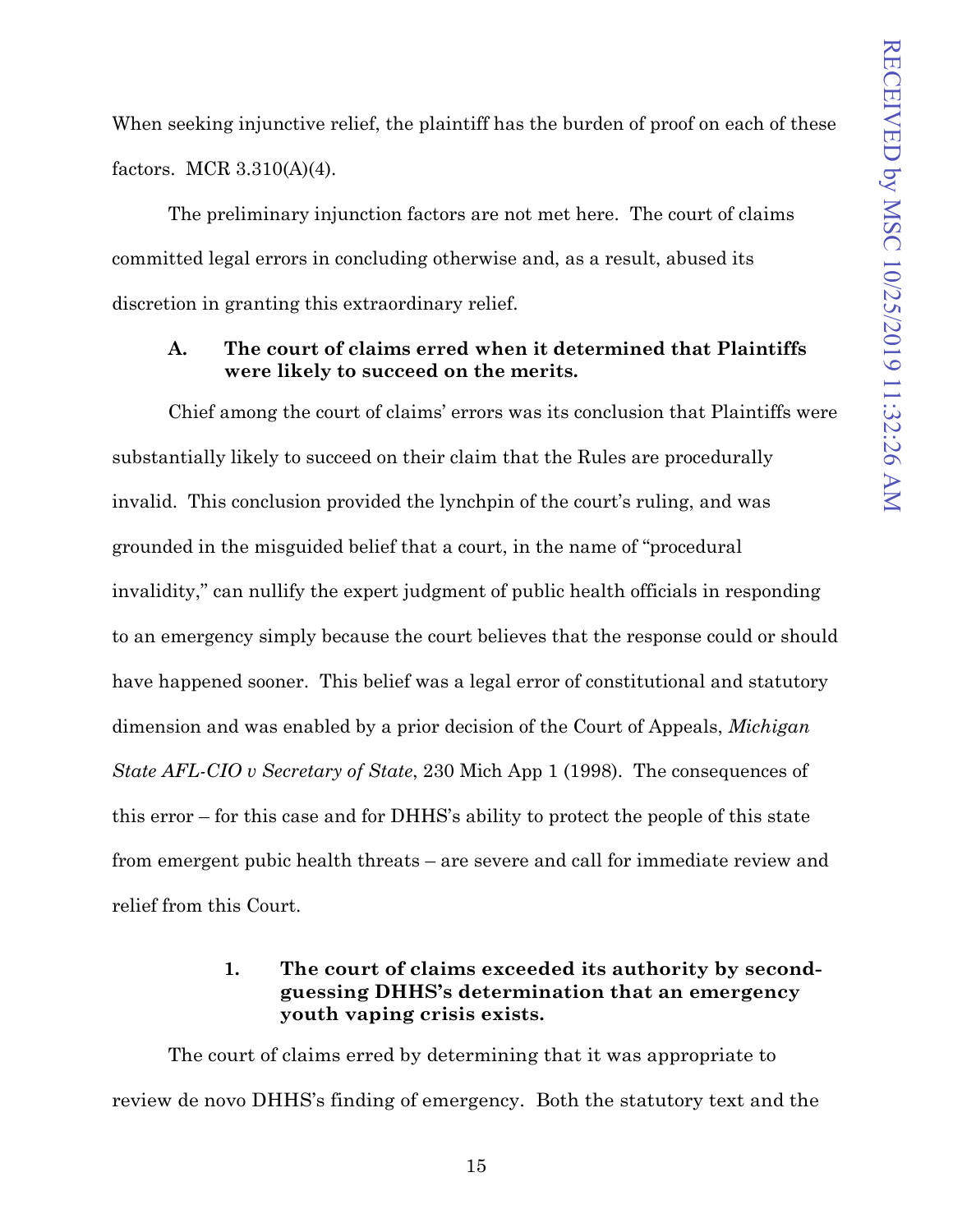When seeking injunctive relief, the plaintiff has the burden of proof on each of these factors. MCR 3.310(A)(4).

The preliminary injunction factors are not met here. The court of claims committed legal errors in concluding otherwise and, as a result, abused its discretion in granting this extraordinary relief.

### A. The court of claims erred when it determined that Plaintiffs were likely to succeed on the merits.

Chief among the court of claims' errors was its conclusion that Plaintiffs were substantially likely to succeed on their claim that the Rules are procedurally invalid. This conclusion provided the lynchpin of the court's ruling, and was grounded in the misguided belief that a court, in the name of "procedural invalidity," can nullify the expert judgment of public health officials in responding to an emergency simply because the court believes that the response could or should have happened sooner. This belief was a legal error of constitutional and statutory dimension and was enabled by a prior decision of the Court of Appeals, *Michigan State AFL-CIO v Secretary of State*, 230 Mich App 1 (1998). The consequences of this error – for this case and for DHHS's ability to protect the people of this state from emergent pubic health threats – are severe and call for immediate review and relief from this Court.

#### 1. The court of claims exceeded its authority by second-guessing DHHS's determination that an emergency youth vaping crisis exists.

The court of claims erred by determining that it was appropriate to review de novo DHHS's finding of emergency. Both the statutory text and the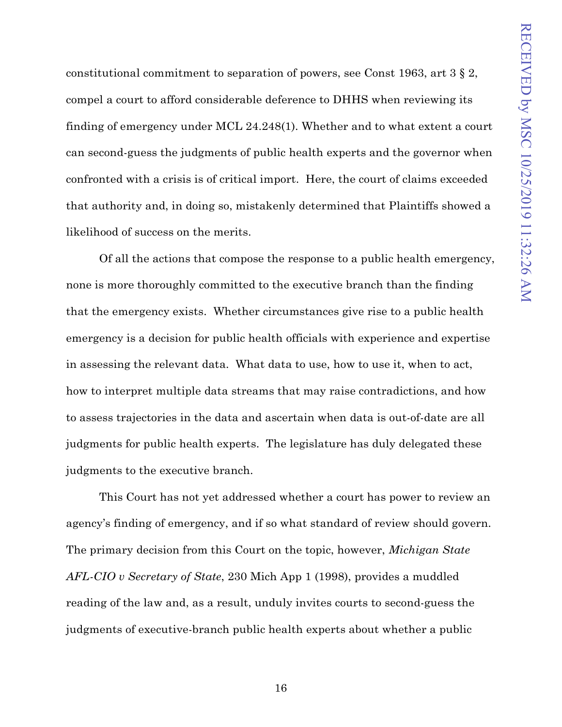constitutional commitment to separation of powers, see Const 1963, art 3 § 2, compel a court to afford considerable deference to DHHS when reviewing its finding of emergency under MCL 24.248(1). Whether and to what extent a court can second-guess the judgments of public health experts and the governor when confronted with a crisis is of critical import. Here, the court of claims exceeded that authority and, in doing so, mistakenly determined that Plaintiffs showed a likelihood of success on the merits.

Of all the actions that compose the response to a public health emergency, none is more thoroughly committed to the executive branch than the finding that the emergency exists. Whether circumstances give rise to a public health emergency is a decision for public health officials with experience and expertise in assessing the relevant data. What data to use, how to use it, when to act, how to interpret multiple data streams that may raise contradictions, and how to assess trajectories in the data and ascertain when data is out-of-date are all judgments for public health experts. The legislature has duly delegated these judgments to the executive branch.

This Court has not yet addressed whether a court has power to review an agency's finding of emergency, and if so what standard of review should govern. The primary decision from this Court on the topic, however, *Michigan State AFL-CIO v Secretary of State*, 230 Mich App 1 (1998), provides a muddled reading of the law and, as a result, unduly invites courts to second-guess the judgments of executive-branch public health experts about whether a public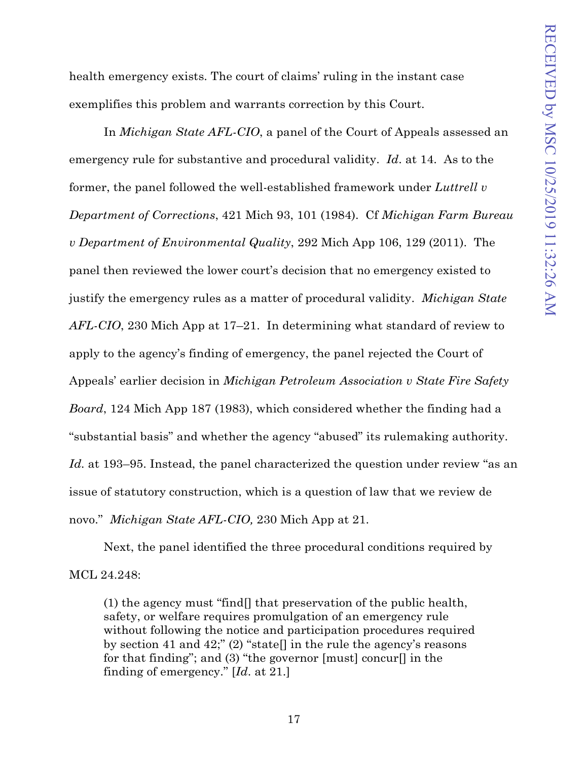health emergency exists. The court of claims' ruling in the instant case exemplifies this problem and warrants correction by this Court.

In *Michigan State AFL-CIO*, a panel of the Court of Appeals assessed an emergency rule for substantive and procedural validity. *Id.* at 14. As to the former, the panel followed the well-established framework under *Luttrell v Department of Corrections*, 421 Mich 93, 101 (1984). Cf *Michigan Farm Bureau v Department of Environmental Quality*, 292 Mich App 106, 129 (2011). The panel then reviewed the lower court's decision that no emergency existed to justify the emergency rules as a matter of procedural validity. *Michigan State AFL-CIO*, 230 Mich App at 17–21. In determining what standard of review to apply to the agency's finding of emergency, the panel rejected the Court of Appeals' earlier decision in *Michigan Petroleum Association v State Fire Safety Board*, 124 Mich App 187 (1983), which considered whether the finding had a "substantial basis" and whether the agency "abused" its rulemaking authority. *Id.* at 193–95. Instead, the panel characterized the question under review "as an issue of statutory construction, which is a question of law that we review de novo." *Michigan State AFL-CIO,* 230 Mich App at 21.

Next, the panel identified the three procedural conditions required by MCL 24.248:

> (1) the agency must "find[] that preservation of the public health, safety, or welfare requires promulgation of an emergency rule without following the notice and participation procedures required by section 41 and 42;" (2) "state[] in the rule the agency's reasons for that finding"; and (3) "the governor [must] concur[] in the finding of emergency." [*Id.* at 21.]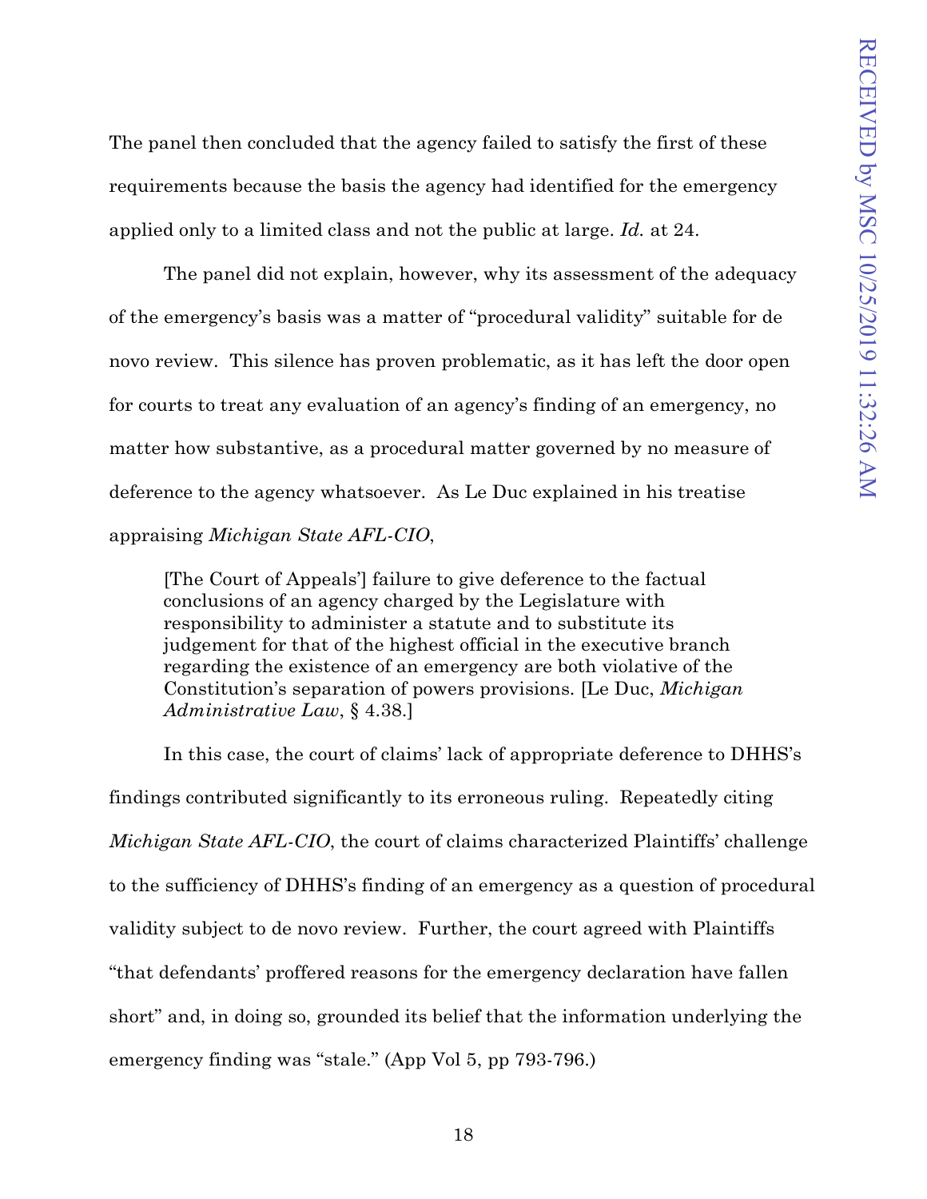The panel then concluded that the agency failed to satisfy the first of these requirements because the basis the agency had identified for the emergency applied only to a limited class and not the public at large. *Id.* at 24.

The panel did not explain, however, why its assessment of the adequacy of the emergency's basis was a matter of "procedural validity" suitable for de novo review. This silence has proven problematic, as it has left the door open for courts to treat any evaluation of an agency's finding of an emergency, no matter how substantive, as a procedural matter governed by no measure of deference to the agency whatsoever. As Le Duc explained in his treatise appraising *Michigan State AFL-CIO*,

> [The Court of Appeals'] failure to give deference to the factual conclusions of an agency charged by the Legislature with responsibility to administer a statute and to substitute its judgement for that of the highest official in the executive branch regarding the existence of an emergency are both violative of the Constitution's separation of powers provisions. [Le Duc, *Michigan Administrative Law*, § 4.38.]

In this case, the court of claims' lack of appropriate deference to DHHS's findings contributed significantly to its erroneous ruling. Repeatedly citing *Michigan State AFL-CIO*, the court of claims characterized Plaintiffs' challenge to the sufficiency of DHHS's finding of an emergency as a question of procedural validity subject to de novo review. Further, the court agreed with Plaintiffs "that defendants' proffered reasons for the emergency declaration have fallen short" and, in doing so, grounded its belief that the information underlying the emergency finding was "stale." (App Vol 5, pp 793-796.)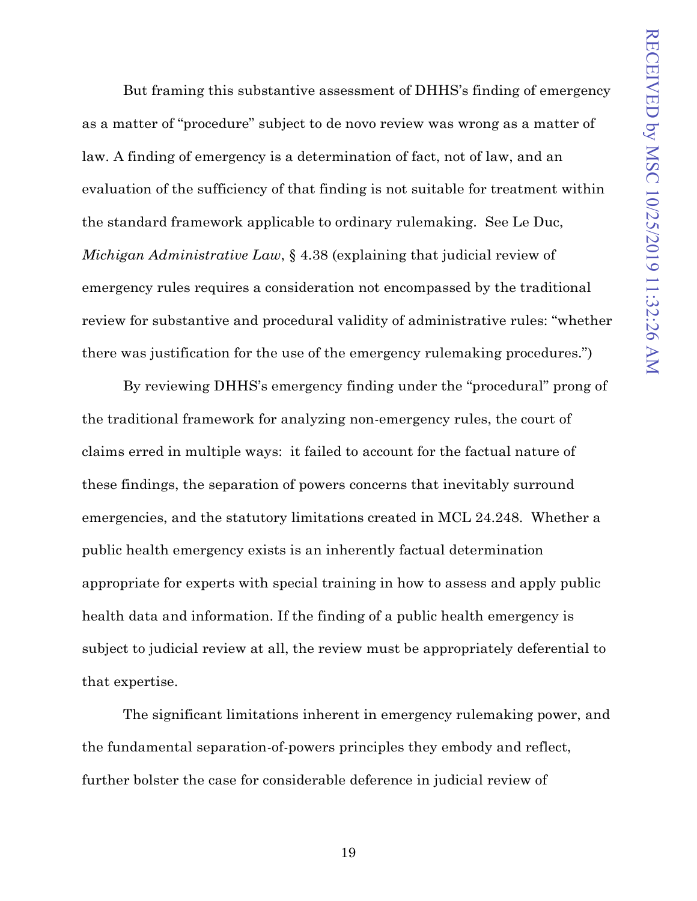But framing this substantive assessment of DHHS's finding of emergency as a matter of "procedure" subject to de novo review was wrong as a matter of law. A finding of emergency is a determination of fact, not of law, and an evaluation of the sufficiency of that finding is not suitable for treatment within the standard framework applicable to ordinary rulemaking. See Le Duc, *Michigan Administrative Law*, § 4.38 (explaining that judicial review of emergency rules requires a consideration not encompassed by the traditional review for substantive and procedural validity of administrative rules: "whether there was justification for the use of the emergency rulemaking procedures.")

By reviewing DHHS's emergency finding under the "procedural" prong of the traditional framework for analyzing non-emergency rules, the court of claims erred in multiple ways: it failed to account for the factual nature of these findings, the separation of powers concerns that inevitably surround emergencies, and the statutory limitations created in MCL 24.248. Whether a public health emergency exists is an inherently factual determination appropriate for experts with special training in how to assess and apply public health data and information. If the finding of a public health emergency is subject to judicial review at all, the review must be appropriately deferential to that expertise.

The significant limitations inherent in emergency rulemaking power, and the fundamental separation-of-powers principles they embody and reflect, further bolster the case for considerable deference in judicial review of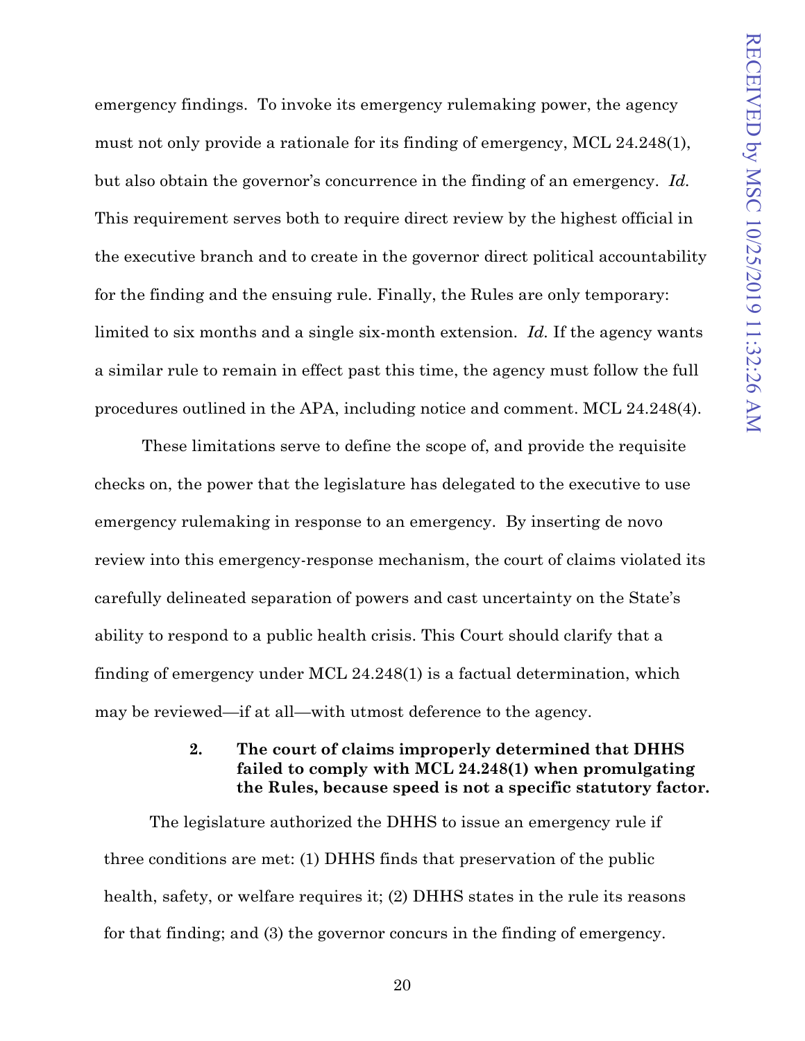emergency findings. To invoke its emergency rulemaking power, the agency must not only provide a rationale for its finding of emergency, MCL 24.248(1), but also obtain the governor's concurrence in the finding of an emergency. *Id.* This requirement serves both to require direct review by the highest official in the executive branch and to create in the governor direct political accountability for the finding and the ensuing rule. Finally, the Rules are only temporary: limited to six months and a single six-month extension. *Id.* If the agency wants a similar rule to remain in effect past this time, the agency must follow the full procedures outlined in the APA, including notice and comment. MCL 24.248(4).

These limitations serve to define the scope of, and provide the requisite checks on, the power that the legislature has delegated to the executive to use emergency rulemaking in response to an emergency. By inserting de novo review into this emergency-response mechanism, the court of claims violated its carefully delineated separation of powers and cast uncertainty on the State's ability to respond to a public health crisis. This Court should clarify that a finding of emergency under MCL 24.248(1) is a factual determination, which may be reviewed—if at all—with utmost deference to the agency.

**2. The court of claims improperly determined that DHHS failed to comply with MCL 24.248(1) when promulgating the Rules, because speed is not a specific statutory factor.**

The legislature authorized the DHHS to issue an emergency rule if three conditions are met: (1) DHHS finds that preservation of the public health, safety, or welfare requires it; (2) DHHS states in the rule its reasons for that finding; and (3) the governor concurs in the finding of emergency.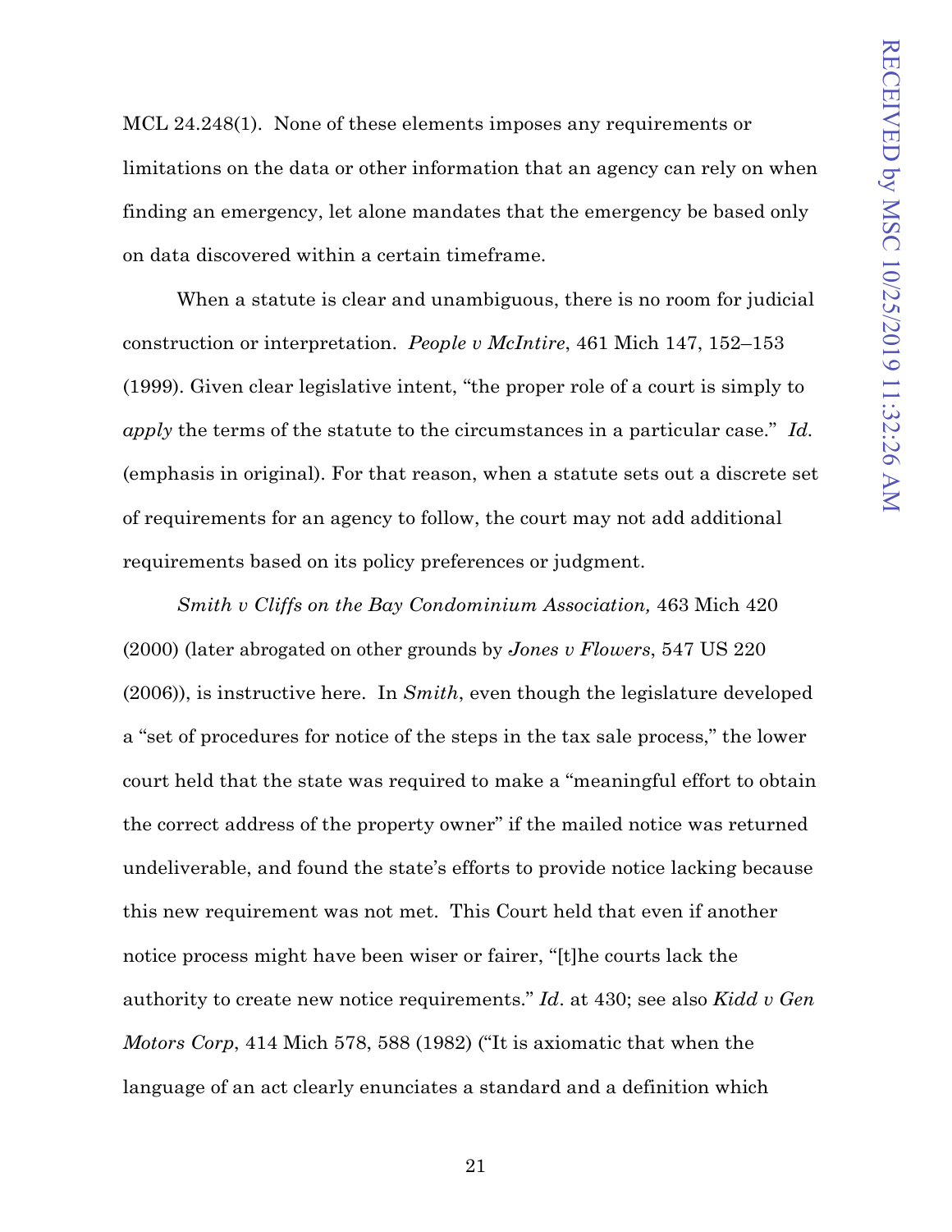MCL 24.248(1). None of these elements imposes any requirements or limitations on the data or other information that an agency can rely on when finding an emergency, let alone mandates that the emergency be based only on data discovered within a certain timeframe.

When a statute is clear and unambiguous, there is no room for judicial construction or interpretation. *People v McIntire*, 461 Mich 147, 152–153 (1999). Given clear legislative intent, "the proper role of a court is simply to *apply* the terms of the statute to the circumstances in a particular case." *Id.* (emphasis in original). For that reason, when a statute sets out a discrete set of requirements for an agency to follow, the court may not add additional requirements based on its policy preferences or judgment.

*Smith v Cliffs on the Bay Condominium Association,* 463 Mich 420 (2000) (later abrogated on other grounds by *Jones v Flowers*, 547 US 220 (2006)), is instructive here. In *Smith*, even though the legislature developed a "set of procedures for notice of the steps in the tax sale process," the lower court held that the state was required to make a "meaningful effort to obtain the correct address of the property owner" if the mailed notice was returned undeliverable, and found the state's efforts to provide notice lacking because this new requirement was not met. This Court held that even if another notice process might have been wiser or fairer, "[t]he courts lack the authority to create new notice requirements." *Id*. at 430; see also *Kidd v Gen Motors Corp*, 414 Mich 578, 588 (1982) ("It is axiomatic that when the language of an act clearly enunciates a standard and a definition which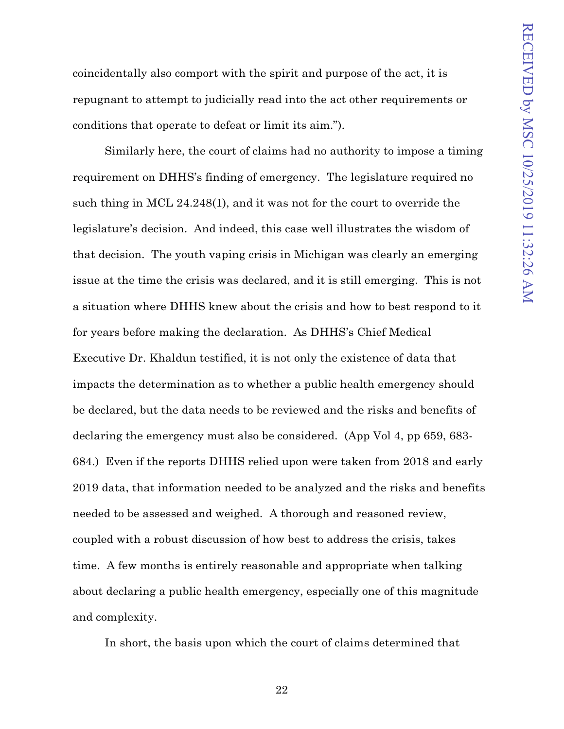coincidentally also comport with the spirit and purpose of the act, it is repugnant to attempt to judicially read into the act other requirements or conditions that operate to defeat or limit its aim.").

Similarly here, the court of claims had no authority to impose a timing requirement on DHHS's finding of emergency. The legislature required no such thing in MCL 24.248(1), and it was not for the court to override the legislature's decision. And indeed, this case well illustrates the wisdom of that decision. The youth vaping crisis in Michigan was clearly an emerging issue at the time the crisis was declared, and it is still emerging. This is not a situation where DHHS knew about the crisis and how to best respond to it for years before making the declaration. As DHHS's Chief Medical Executive Dr. Khaldun testified, it is not only the existence of data that impacts the determination as to whether a public health emergency should be declared, but the data needs to be reviewed and the risks and benefits of declaring the emergency must also be considered. (App Vol 4, pp 659, 683-684.) Even if the reports DHHS relied upon were taken from 2018 and early 2019 data, that information needed to be analyzed and the risks and benefits needed to be assessed and weighed. A thorough and reasoned review, coupled with a robust discussion of how best to address the crisis, takes time. A few months is entirely reasonable and appropriate when talking about declaring a public health emergency, especially one of this magnitude and complexity.

In short, the basis upon which the court of claims determined that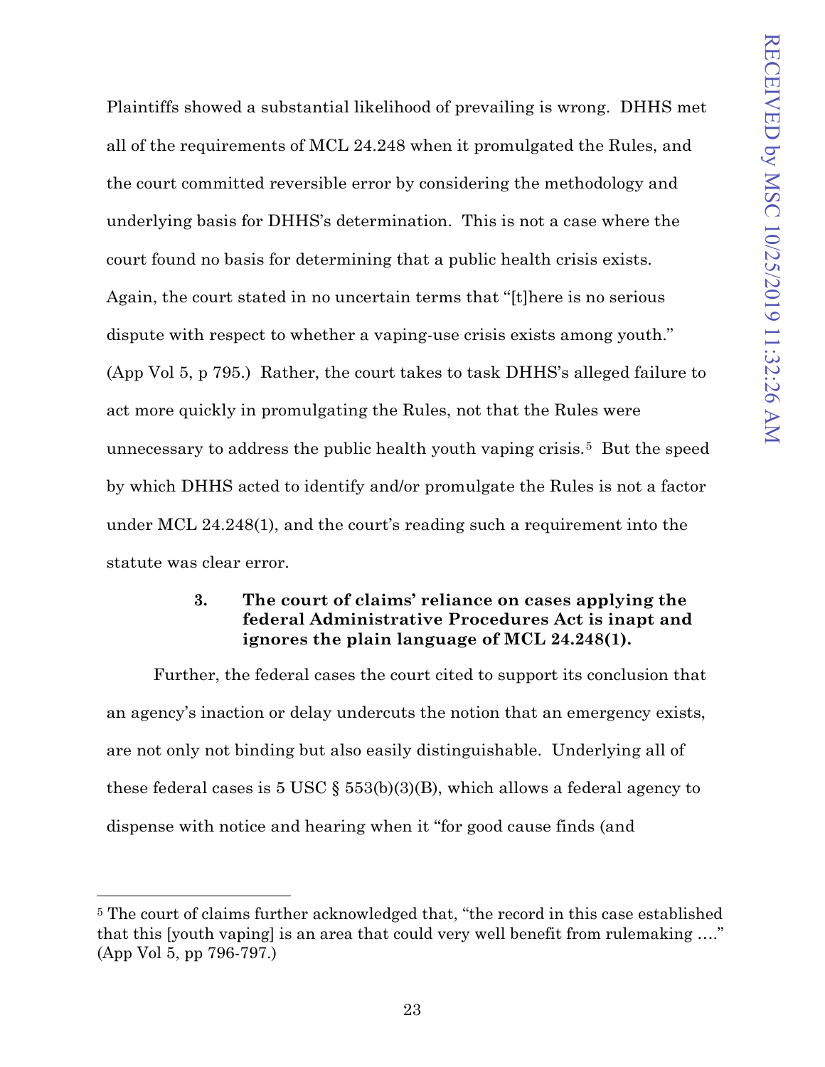Plaintiffs showed a substantial likelihood of prevailing is wrong. DHHS met all of the requirements of MCL 24.248 when it promulgated the Rules, and the court committed reversible error by considering the methodology and underlying basis for DHHS's determination. This is not a case where the court found no basis for determining that a public health crisis exists. Again, the court stated in no uncertain terms that "[t]here is no serious dispute with respect to whether a vaping-use crisis exists among youth." (App Vol 5, p 795.) Rather, the court takes to task DHHS's alleged failure to act more quickly in promulgating the Rules, not that the Rules were unnecessary to address the public health youth vaping crisis.[5] But the speed by which DHHS acted to identify and/or promulgate the Rules is not a factor under MCL 24.248(1), and the court's reading such a requirement into the statute was clear error.

### 3. The court of claims' reliance on cases applying the federal Administrative Procedures Act is inapt and ignores the plain language of MCL 24.248(1).

Further, the federal cases the court cited to support its conclusion that an agency's inaction or delay undercuts the notion that an emergency exists, are not only not binding but also easily distinguishable. Underlying all of these federal cases is 5 USC § 553(b)(3)(B), which allows a federal agency to dispense with notice and hearing when it "for good cause finds (and

---

[5] The court of claims further acknowledged that, "the record in this case established that this [youth vaping] is an area that could very well benefit from rulemaking …." (App Vol 5, pp 796-797.)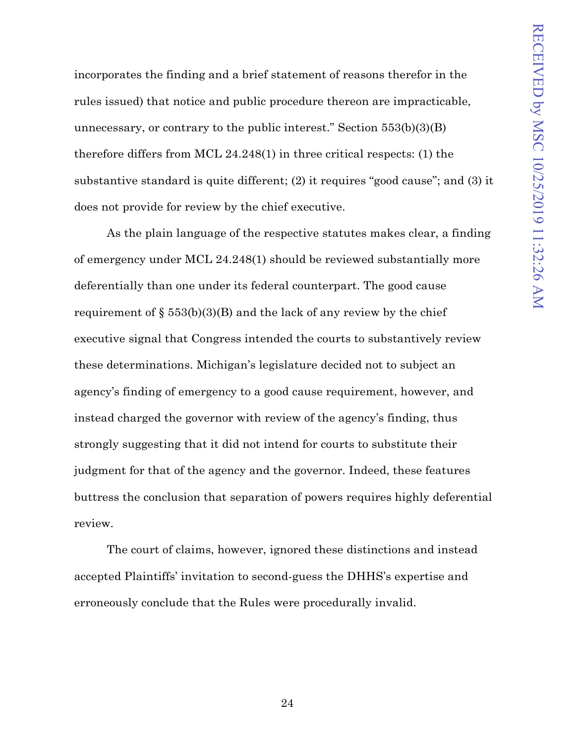incorporates the finding and a brief statement of reasons therefor in the rules issued) that notice and public procedure thereon are impracticable, unnecessary, or contrary to the public interest." Section 553(b)(3)(B) therefore differs from MCL 24.248(1) in three critical respects: (1) the substantive standard is quite different; (2) it requires "good cause"; and (3) it does not provide for review by the chief executive.

As the plain language of the respective statutes makes clear, a finding of emergency under MCL 24.248(1) should be reviewed substantially more deferentially than one under its federal counterpart. The good cause requirement of § 553(b)(3)(B) and the lack of any review by the chief executive signal that Congress intended the courts to substantively review these determinations. Michigan's legislature decided not to subject an agency's finding of emergency to a good cause requirement, however, and instead charged the governor with review of the agency's finding, thus strongly suggesting that it did not intend for courts to substitute their judgment for that of the agency and the governor. Indeed, these features buttress the conclusion that separation of powers requires highly deferential review.

The court of claims, however, ignored these distinctions and instead accepted Plaintiffs' invitation to second-guess the DHHS's expertise and erroneously conclude that the Rules were procedurally invalid.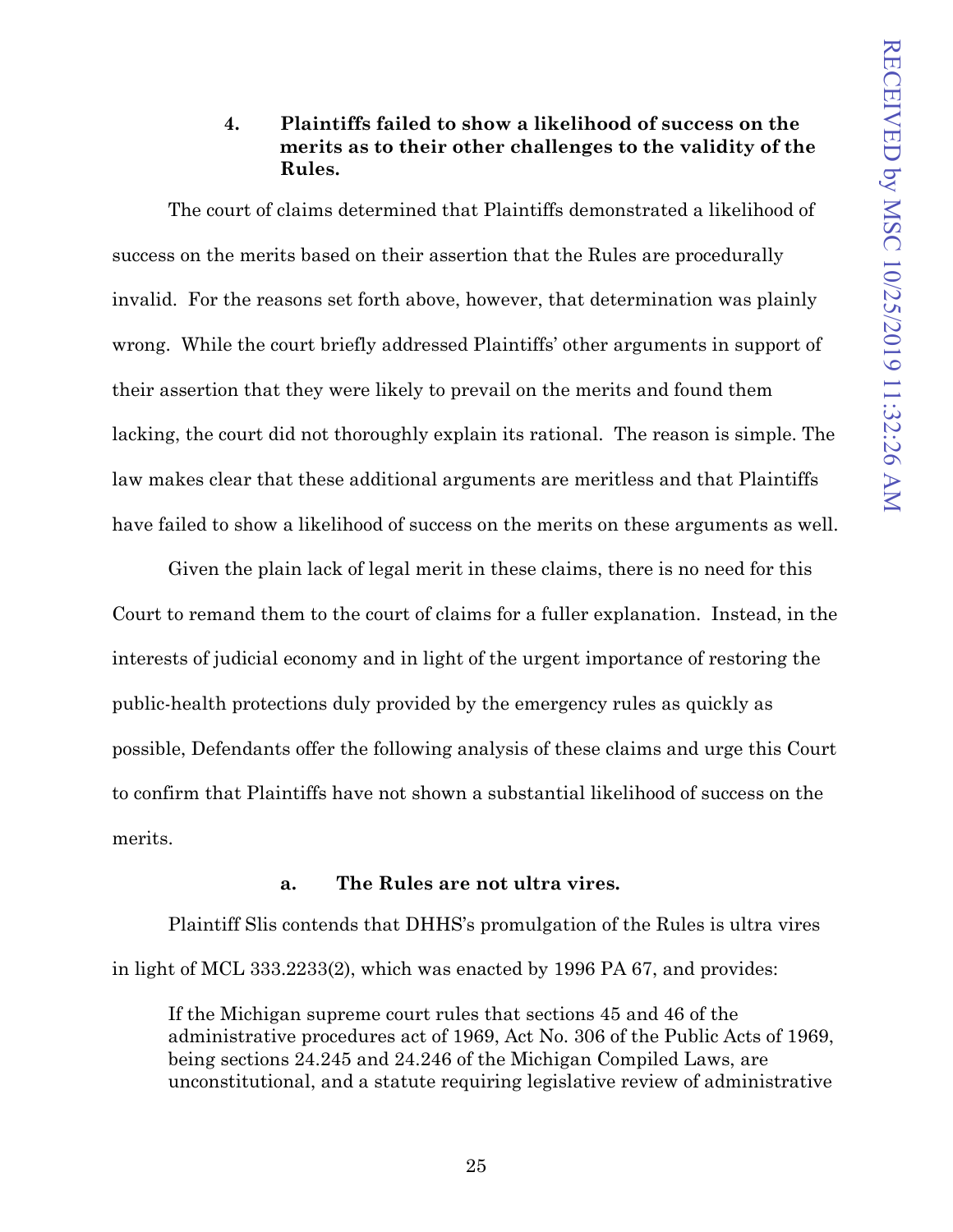### 4. Plaintiffs failed to show a likelihood of success on the merits as to their other challenges to the validity of the Rules.

The court of claims determined that Plaintiffs demonstrated a likelihood of success on the merits based on their assertion that the Rules are procedurally invalid. For the reasons set forth above, however, that determination was plainly wrong. While the court briefly addressed Plaintiffs' other arguments in support of their assertion that they were likely to prevail on the merits and found them lacking, the court did not thoroughly explain its rational. The reason is simple. The law makes clear that these additional arguments are meritless and that Plaintiffs have failed to show a likelihood of success on the merits on these arguments as well.

Given the plain lack of legal merit in these claims, there is no need for this Court to remand them to the court of claims for a fuller explanation. Instead, in the interests of judicial economy and in light of the urgent importance of restoring the public-health protections duly provided by the emergency rules as quickly as possible, Defendants offer the following analysis of these claims and urge this Court to confirm that Plaintiffs have not shown a substantial likelihood of success on the merits.

#### a. The Rules are not ultra vires.

Plaintiff Slis contends that DHHS's promulgation of the Rules is ultra vires in light of MCL 333.2233(2), which was enacted by 1996 PA 67, and provides:

> If the Michigan supreme court rules that sections 45 and 46 of the administrative procedures act of 1969, Act No. 306 of the Public Acts of 1969, being sections 24.245 and 24.246 of the Michigan Compiled Laws, are unconstitutional, and a statute requiring legislative review of administrative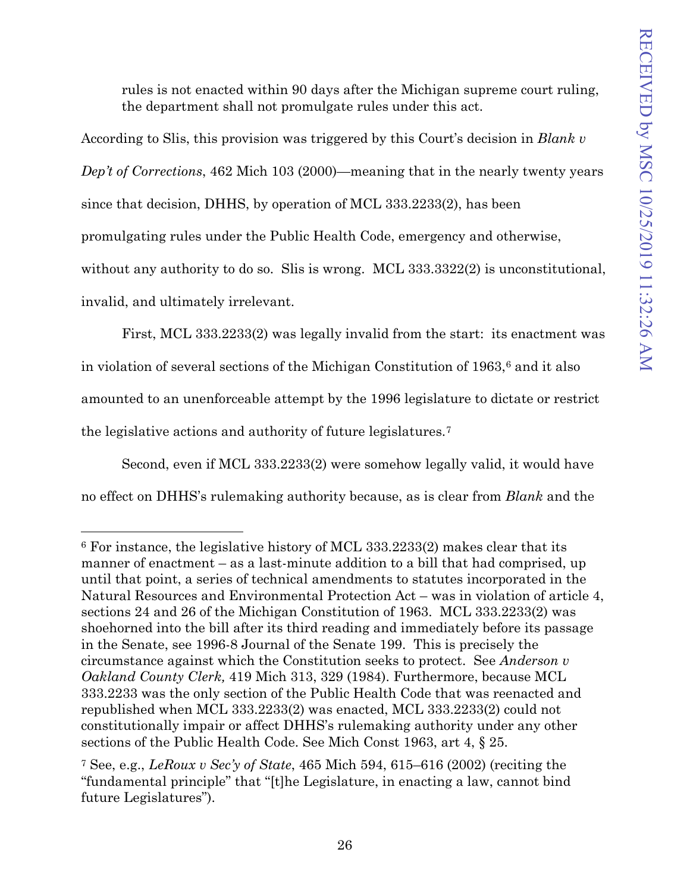rules is not enacted within 90 days after the Michigan supreme court ruling, the department shall not promulgate rules under this act.

According to Slis, this provision was triggered by this Court's decision in *Blank v Dep't of Corrections*, 462 Mich 103 (2000)—meaning that in the nearly twenty years since that decision, DHHS, by operation of MCL 333.2233(2), has been promulgating rules under the Public Health Code, emergency and otherwise, without any authority to do so. Slis is wrong. MCL 333.3322(2) is unconstitutional, invalid, and ultimately irrelevant.

First, MCL 333.2233(2) was legally invalid from the start: its enactment was in violation of several sections of the Michigan Constitution of 1963,[6] and it also amounted to an unenforceable attempt by the 1996 legislature to dictate or restrict the legislative actions and authority of future legislatures.[7]

Second, even if MCL 333.2233(2) were somehow legally valid, it would have no effect on DHHS's rulemaking authority because, as is clear from *Blank* and the

---

[6] For instance, the legislative history of MCL 333.2233(2) makes clear that its manner of enactment – as a last-minute addition to a bill that had comprised, up until that point, a series of technical amendments to statutes incorporated in the Natural Resources and Environmental Protection Act – was in violation of article 4, sections 24 and 26 of the Michigan Constitution of 1963. MCL 333.2233(2) was shoehorned into the bill after its third reading and immediately before its passage in the Senate, see 1996-8 Journal of the Senate 199. This is precisely the circumstance against which the Constitution seeks to protect. See *Anderson v Oakland County Clerk,* 419 Mich 313, 329 (1984). Furthermore, because MCL 333.2233 was the only section of the Public Health Code that was reenacted and republished when MCL 333.2233(2) was enacted, MCL 333.2233(2) could not constitutionally impair or affect DHHS's rulemaking authority under any other sections of the Public Health Code. See Mich Const 1963, art 4, § 25.

[7] See, e.g., *LeRoux v Sec'y of State*, 465 Mich 594, 615–616 (2002) (reciting the "fundamental principle" that "[t]he Legislature, in enacting a law, cannot bind future Legislatures").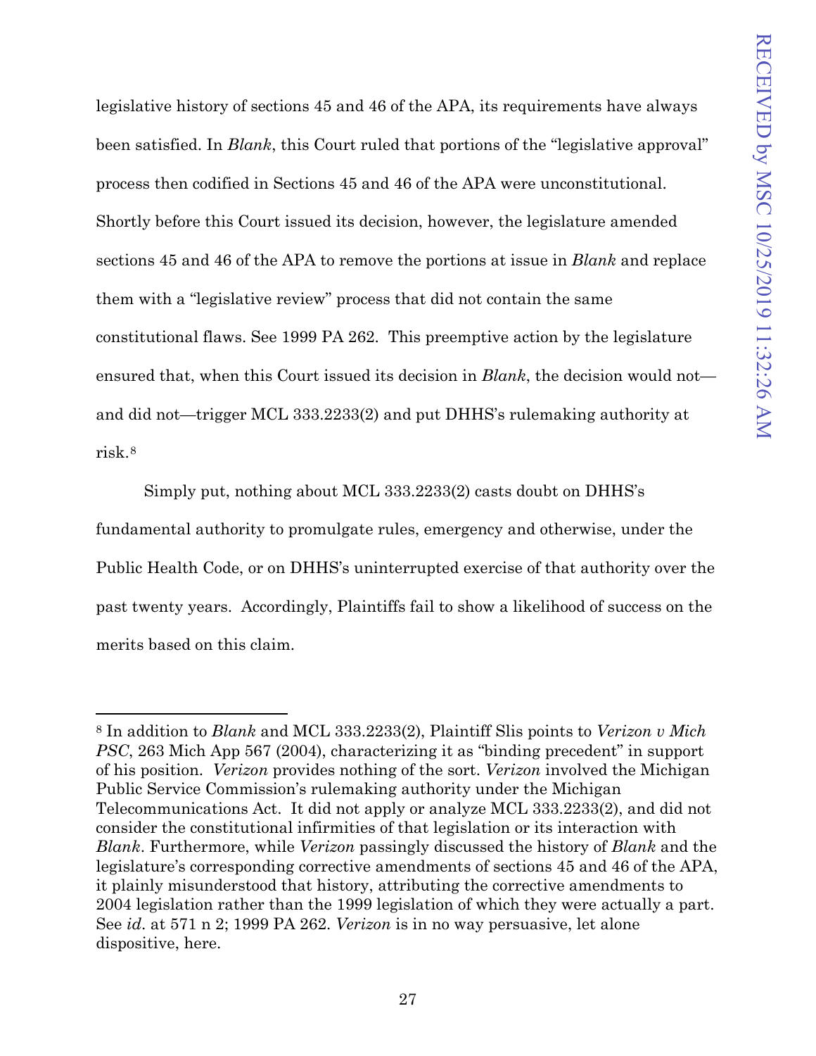legislative history of sections 45 and 46 of the APA, its requirements have always been satisfied. In *Blank*, this Court ruled that portions of the "legislative approval" process then codified in Sections 45 and 46 of the APA were unconstitutional. Shortly before this Court issued its decision, however, the legislature amended sections 45 and 46 of the APA to remove the portions at issue in *Blank* and replace them with a "legislative review" process that did not contain the same constitutional flaws. See 1999 PA 262. This preemptive action by the legislature ensured that, when this Court issued its decision in *Blank*, the decision would not—and did not—trigger MCL 333.2233(2) and put DHHS's rulemaking authority at risk.[8]

Simply put, nothing about MCL 333.2233(2) casts doubt on DHHS's fundamental authority to promulgate rules, emergency and otherwise, under the Public Health Code, or on DHHS's uninterrupted exercise of that authority over the past twenty years. Accordingly, Plaintiffs fail to show a likelihood of success on the merits based on this claim.

---

[8] In addition to *Blank* and MCL 333.2233(2), Plaintiff Slis points to *Verizon v Mich PSC*, 263 Mich App 567 (2004), characterizing it as "binding precedent" in support of his position. *Verizon* provides nothing of the sort. *Verizon* involved the Michigan Public Service Commission's rulemaking authority under the Michigan Telecommunications Act. It did not apply or analyze MCL 333.2233(2), and did not consider the constitutional infirmities of that legislation or its interaction with *Blank*. Furthermore, while *Verizon* passingly discussed the history of *Blank* and the legislature's corresponding corrective amendments of sections 45 and 46 of the APA, it plainly misunderstood that history, attributing the corrective amendments to 2004 legislation rather than the 1999 legislation of which they were actually a part. See *id*. at 571 n 2; 1999 PA 262. *Verizon* is in no way persuasive, let alone dispositive, here.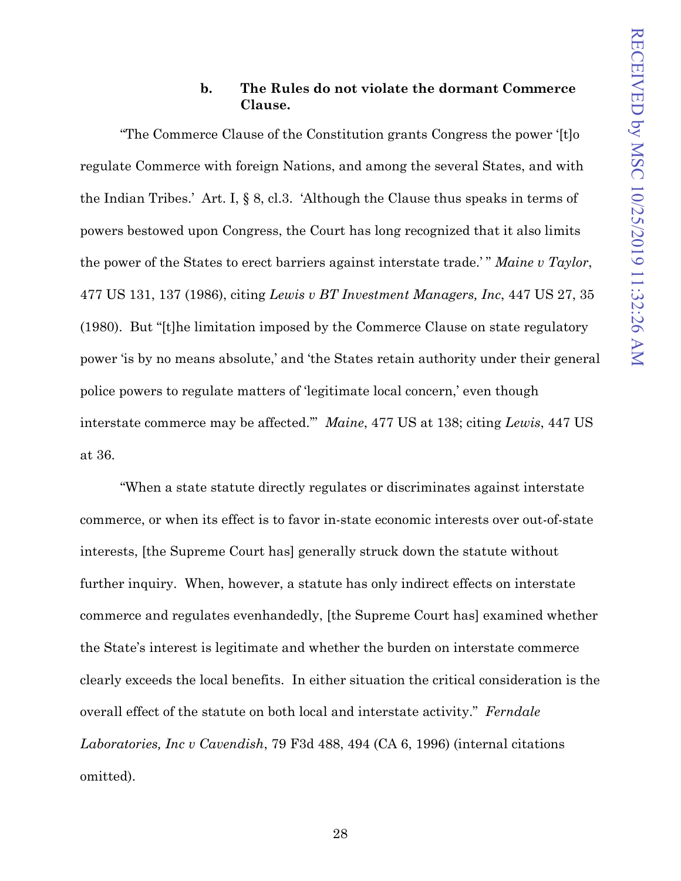### b. The Rules do not violate the dormant Commerce Clause.

"The Commerce Clause of the Constitution grants Congress the power '[t]o regulate Commerce with foreign Nations, and among the several States, and with the Indian Tribes.' Art. I, § 8, cl.3. 'Although the Clause thus speaks in terms of powers bestowed upon Congress, the Court has long recognized that it also limits the power of the States to erect barriers against interstate trade.' " *Maine v Taylor*, 477 US 131, 137 (1986), citing *Lewis v BT Investment Managers, Inc*, 447 US 27, 35 (1980). But "[t]he limitation imposed by the Commerce Clause on state regulatory power 'is by no means absolute,' and 'the States retain authority under their general police powers to regulate matters of 'legitimate local concern,' even though interstate commerce may be affected.'" *Maine*, 477 US at 138; citing *Lewis*, 447 US at 36.

"When a state statute directly regulates or discriminates against interstate commerce, or when its effect is to favor in-state economic interests over out-of-state interests, [the Supreme Court has] generally struck down the statute without further inquiry. When, however, a statute has only indirect effects on interstate commerce and regulates evenhandedly, [the Supreme Court has] examined whether the State's interest is legitimate and whether the burden on interstate commerce clearly exceeds the local benefits. In either situation the critical consideration is the overall effect of the statute on both local and interstate activity." *Ferndale Laboratories, Inc v Cavendish*, 79 F3d 488, 494 (CA 6, 1996) (internal citations omitted).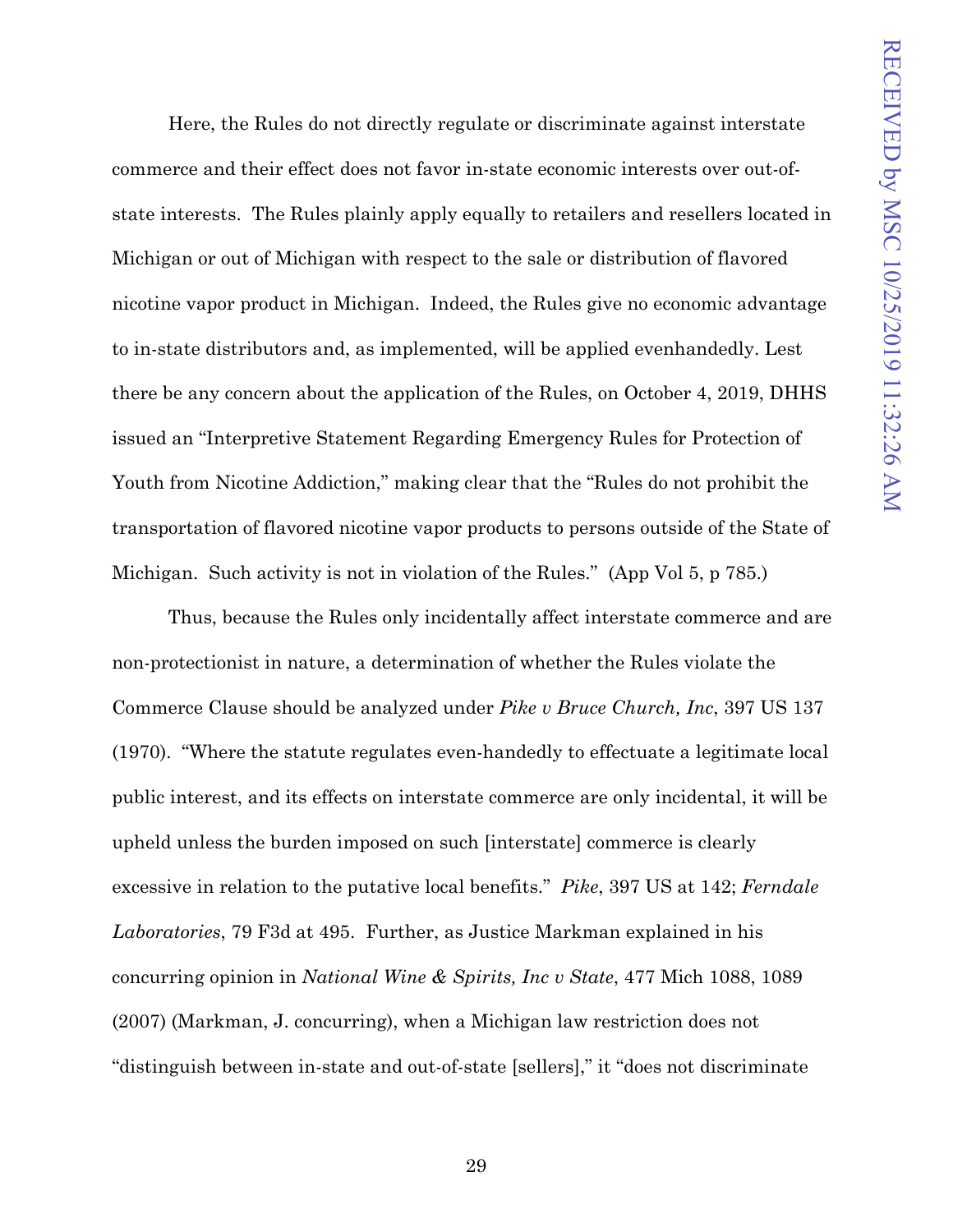Here, the Rules do not directly regulate or discriminate against interstate commerce and their effect does not favor in-state economic interests over out-of-state interests. The Rules plainly apply equally to retailers and resellers located in Michigan or out of Michigan with respect to the sale or distribution of flavored nicotine vapor product in Michigan. Indeed, the Rules give no economic advantage to in-state distributors and, as implemented, will be applied evenhandedly. Lest there be any concern about the application of the Rules, on October 4, 2019, DHHS issued an "Interpretive Statement Regarding Emergency Rules for Protection of Youth from Nicotine Addiction," making clear that the "Rules do not prohibit the transportation of flavored nicotine vapor products to persons outside of the State of Michigan. Such activity is not in violation of the Rules." (App Vol 5, p 785.)

Thus, because the Rules only incidentally affect interstate commerce and are non-protectionist in nature, a determination of whether the Rules violate the Commerce Clause should be analyzed under *Pike v Bruce Church, Inc*, 397 US 137 (1970). "Where the statute regulates even-handedly to effectuate a legitimate local public interest, and its effects on interstate commerce are only incidental, it will be upheld unless the burden imposed on such [interstate] commerce is clearly excessive in relation to the putative local benefits." *Pike*, 397 US at 142; *Ferndale Laboratories*, 79 F3d at 495. Further, as Justice Markman explained in his concurring opinion in *National Wine & Spirits, Inc v State*, 477 Mich 1088, 1089 (2007) (Markman, J. concurring), when a Michigan law restriction does not "distinguish between in-state and out-of-state [sellers]," it "does not discriminate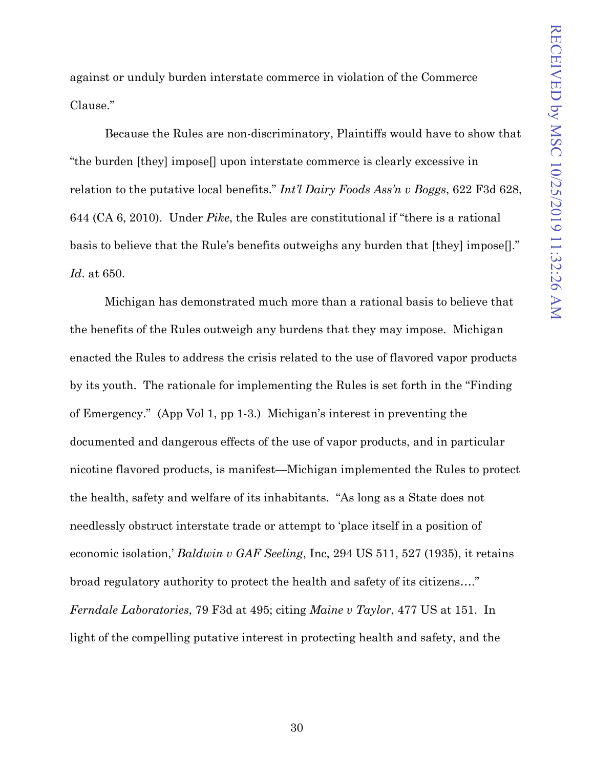against or unduly burden interstate commerce in violation of the Commerce Clause."

Because the Rules are non-discriminatory, Plaintiffs would have to show that "the burden [they] impose[] upon interstate commerce is clearly excessive in relation to the putative local benefits." *Int'l Dairy Foods Ass'n v Boggs*, 622 F3d 628, 644 (CA 6, 2010). Under *Pike*, the Rules are constitutional if "there is a rational basis to believe that the Rule's benefits outweighs any burden that [they] impose[]." *Id*. at 650.

Michigan has demonstrated much more than a rational basis to believe that the benefits of the Rules outweigh any burdens that they may impose. Michigan enacted the Rules to address the crisis related to the use of flavored vapor products by its youth. The rationale for implementing the Rules is set forth in the "Finding of Emergency." (App Vol 1, pp 1-3.) Michigan's interest in preventing the documented and dangerous effects of the use of vapor products, and in particular nicotine flavored products, is manifest—Michigan implemented the Rules to protect the health, safety and welfare of its inhabitants. "As long as a State does not needlessly obstruct interstate trade or attempt to 'place itself in a position of economic isolation,' *Baldwin v GAF Seeling*, Inc, 294 US 511, 527 (1935), it retains broad regulatory authority to protect the health and safety of its citizens…." *Ferndale Laboratories*, 79 F3d at 495; citing *Maine v Taylor*, 477 US at 151. In light of the compelling putative interest in protecting health and safety, and the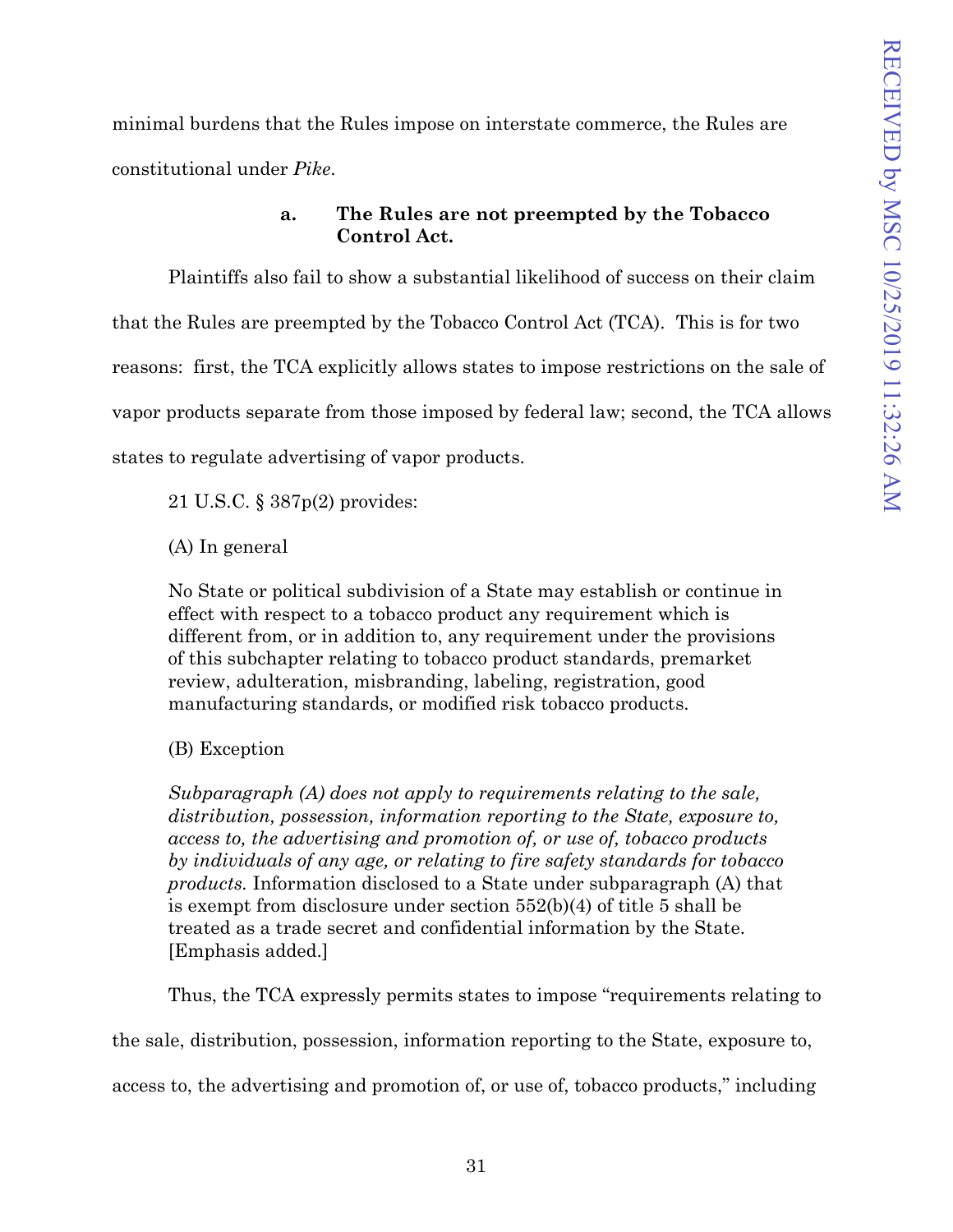minimal burdens that the Rules impose on interstate commerce, the Rules are constitutional under *Pike*.

#### a. The Rules are not preempted by the Tobacco Control Act.

Plaintiffs also fail to show a substantial likelihood of success on their claim that the Rules are preempted by the Tobacco Control Act (TCA). This is for two reasons: first, the TCA explicitly allows states to impose restrictions on the sale of vapor products separate from those imposed by federal law; second, the TCA allows states to regulate advertising of vapor products.

21 U.S.C. § 387p(2) provides:

> (A) In general
>
> No State or political subdivision of a State may establish or continue in effect with respect to a tobacco product any requirement which is different from, or in addition to, any requirement under the provisions of this subchapter relating to tobacco product standards, premarket review, adulteration, misbranding, labeling, registration, good manufacturing standards, or modified risk tobacco products.
>
> (B) Exception
>
> *Subparagraph (A) does not apply to requirements relating to the sale, distribution, possession, information reporting to the State, exposure to, access to, the advertising and promotion of, or use of, tobacco products by individuals of any age, or relating to fire safety standards for tobacco products.* Information disclosed to a State under subparagraph (A) that is exempt from disclosure under section 552(b)(4) of title 5 shall be treated as a trade secret and confidential information by the State. [Emphasis added.]

Thus, the TCA expressly permits states to impose "requirements relating to the sale, distribution, possession, information reporting to the State, exposure to, access to, the advertising and promotion of, or use of, tobacco products," including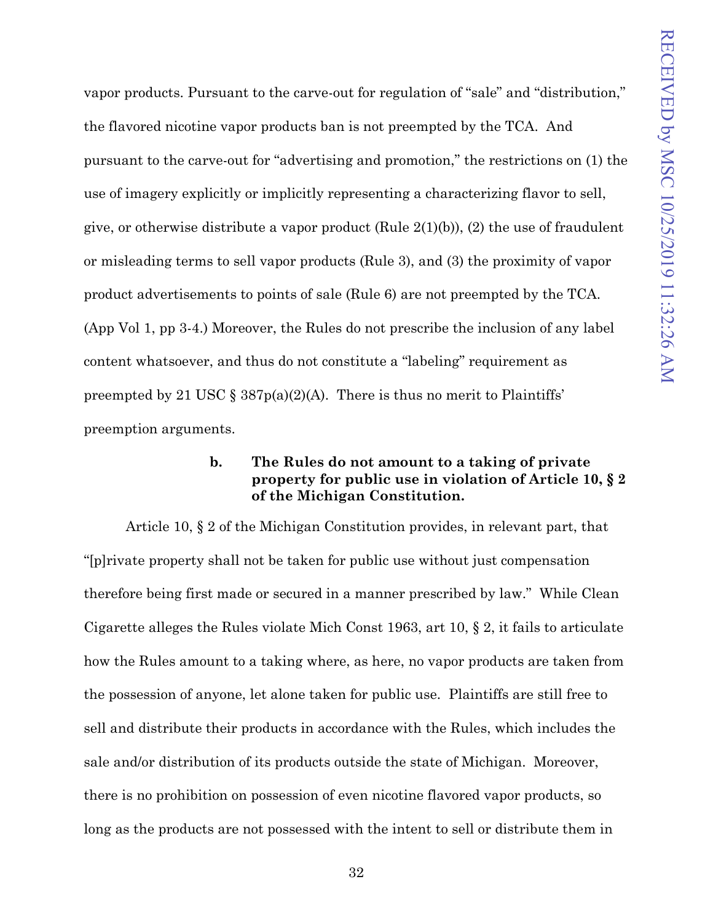vapor products. Pursuant to the carve-out for regulation of "sale" and "distribution," the flavored nicotine vapor products ban is not preempted by the TCA. And pursuant to the carve-out for "advertising and promotion," the restrictions on (1) the use of imagery explicitly or implicitly representing a characterizing flavor to sell, give, or otherwise distribute a vapor product (Rule 2(1)(b)), (2) the use of fraudulent or misleading terms to sell vapor products (Rule 3), and (3) the proximity of vapor product advertisements to points of sale (Rule 6) are not preempted by the TCA. (App Vol 1, pp 3-4.) Moreover, the Rules do not prescribe the inclusion of any label content whatsoever, and thus do not constitute a "labeling" requirement as preempted by 21 USC § 387p(a)(2)(A). There is thus no merit to Plaintiffs' preemption arguments.

#### b. The Rules do not amount to a taking of private property for public use in violation of Article 10, § 2 of the Michigan Constitution.

Article 10, § 2 of the Michigan Constitution provides, in relevant part, that "[p]rivate property shall not be taken for public use without just compensation therefore being first made or secured in a manner prescribed by law." While Clean Cigarette alleges the Rules violate Mich Const 1963, art 10, § 2, it fails to articulate how the Rules amount to a taking where, as here, no vapor products are taken from the possession of anyone, let alone taken for public use. Plaintiffs are still free to sell and distribute their products in accordance with the Rules, which includes the sale and/or distribution of its products outside the state of Michigan. Moreover, there is no prohibition on possession of even nicotine flavored vapor products, so long as the products are not possessed with the intent to sell or distribute them in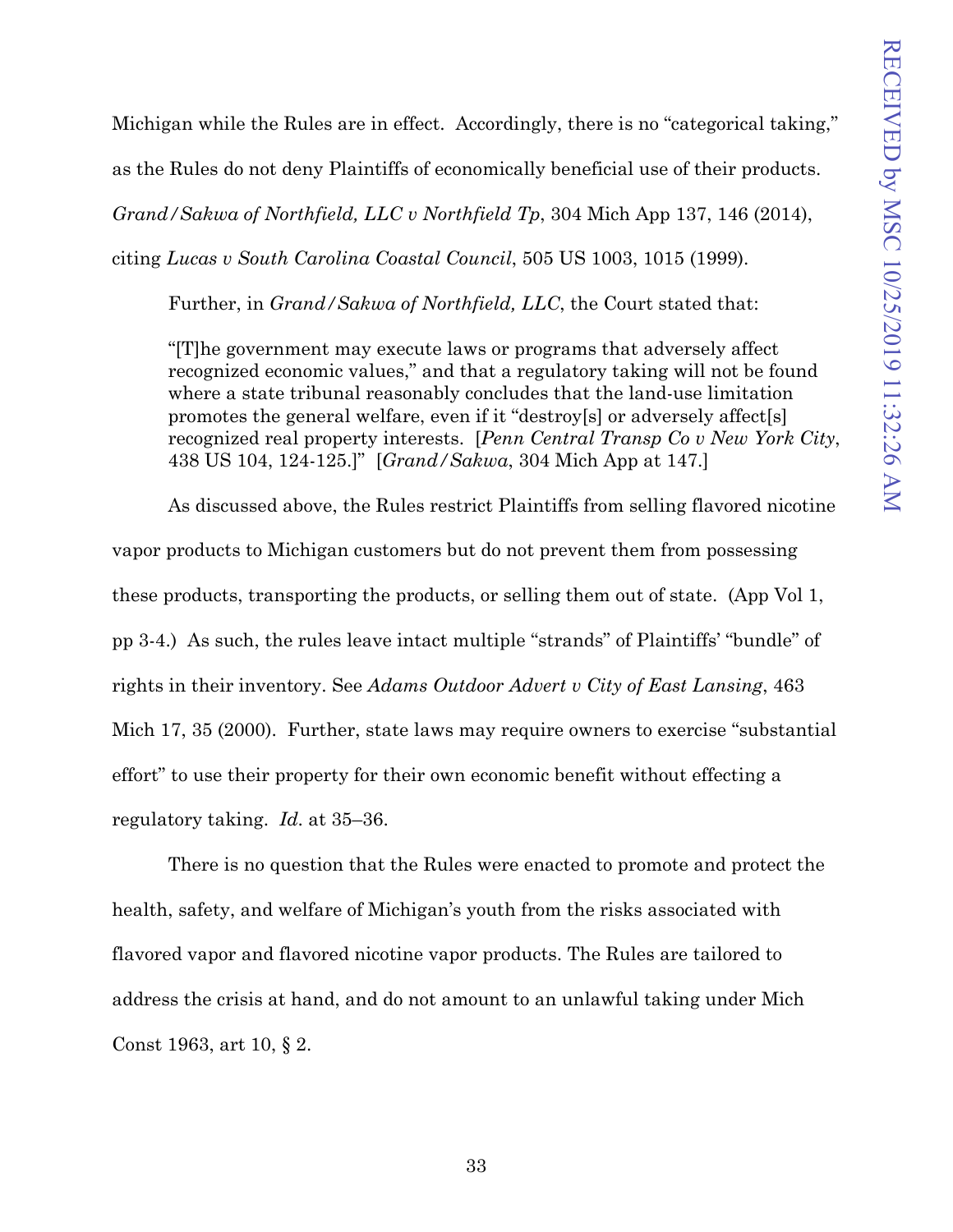Michigan while the Rules are in effect. Accordingly, there is no "categorical taking," as the Rules do not deny Plaintiffs of economically beneficial use of their products. *Grand/Sakwa of Northfield, LLC v Northfield Tp*, 304 Mich App 137, 146 (2014), citing *Lucas v South Carolina Coastal Council*, 505 US 1003, 1015 (1999).

Further, in *Grand/Sakwa of Northfield, LLC*, the Court stated that:

> "[T]he government may execute laws or programs that adversely affect recognized economic values," and that a regulatory taking will not be found where a state tribunal reasonably concludes that the land-use limitation promotes the general welfare, even if it "destroy[s] or adversely affect[s] recognized real property interests. [*Penn Central Transp Co v New York City*, 438 US 104, 124-125.]" [*Grand/Sakwa*, 304 Mich App at 147.]

As discussed above, the Rules restrict Plaintiffs from selling flavored nicotine vapor products to Michigan customers but do not prevent them from possessing these products, transporting the products, or selling them out of state. (App Vol 1, pp 3-4.) As such, the rules leave intact multiple "strands" of Plaintiffs' "bundle" of rights in their inventory. See *Adams Outdoor Advert v City of East Lansing*, 463 Mich 17, 35 (2000). Further, state laws may require owners to exercise "substantial effort" to use their property for their own economic benefit without effecting a regulatory taking. *Id.* at 35–36.

There is no question that the Rules were enacted to promote and protect the health, safety, and welfare of Michigan's youth from the risks associated with flavored vapor and flavored nicotine vapor products. The Rules are tailored to address the crisis at hand, and do not amount to an unlawful taking under Mich Const 1963, art 10, § 2.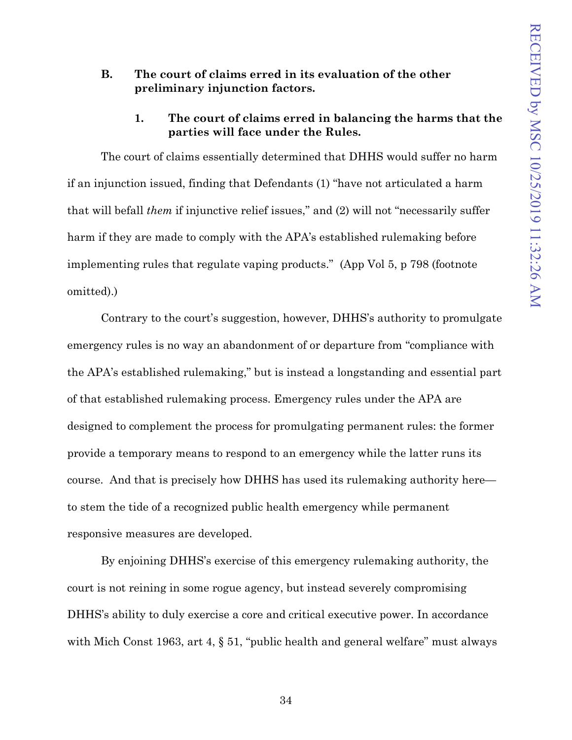### B. The court of claims erred in its evaluation of the other preliminary injunction factors.

#### 1. The court of claims erred in balancing the harms that the parties will face under the Rules.

The court of claims essentially determined that DHHS would suffer no harm if an injunction issued, finding that Defendants (1) "have not articulated a harm that will befall *them* if injunctive relief issues," and (2) will not "necessarily suffer harm if they are made to comply with the APA's established rulemaking before implementing rules that regulate vaping products." (App Vol 5, p 798 (footnote omitted).)

Contrary to the court's suggestion, however, DHHS's authority to promulgate emergency rules is no way an abandonment of or departure from "compliance with the APA's established rulemaking," but is instead a longstanding and essential part of that established rulemaking process. Emergency rules under the APA are designed to complement the process for promulgating permanent rules: the former provide a temporary means to respond to an emergency while the latter runs its course. And that is precisely how DHHS has used its rulemaking authority here—to stem the tide of a recognized public health emergency while permanent responsive measures are developed.

By enjoining DHHS's exercise of this emergency rulemaking authority, the court is not reining in some rogue agency, but instead severely compromising DHHS's ability to duly exercise a core and critical executive power. In accordance with Mich Const 1963, art 4, § 51, "public health and general welfare" must always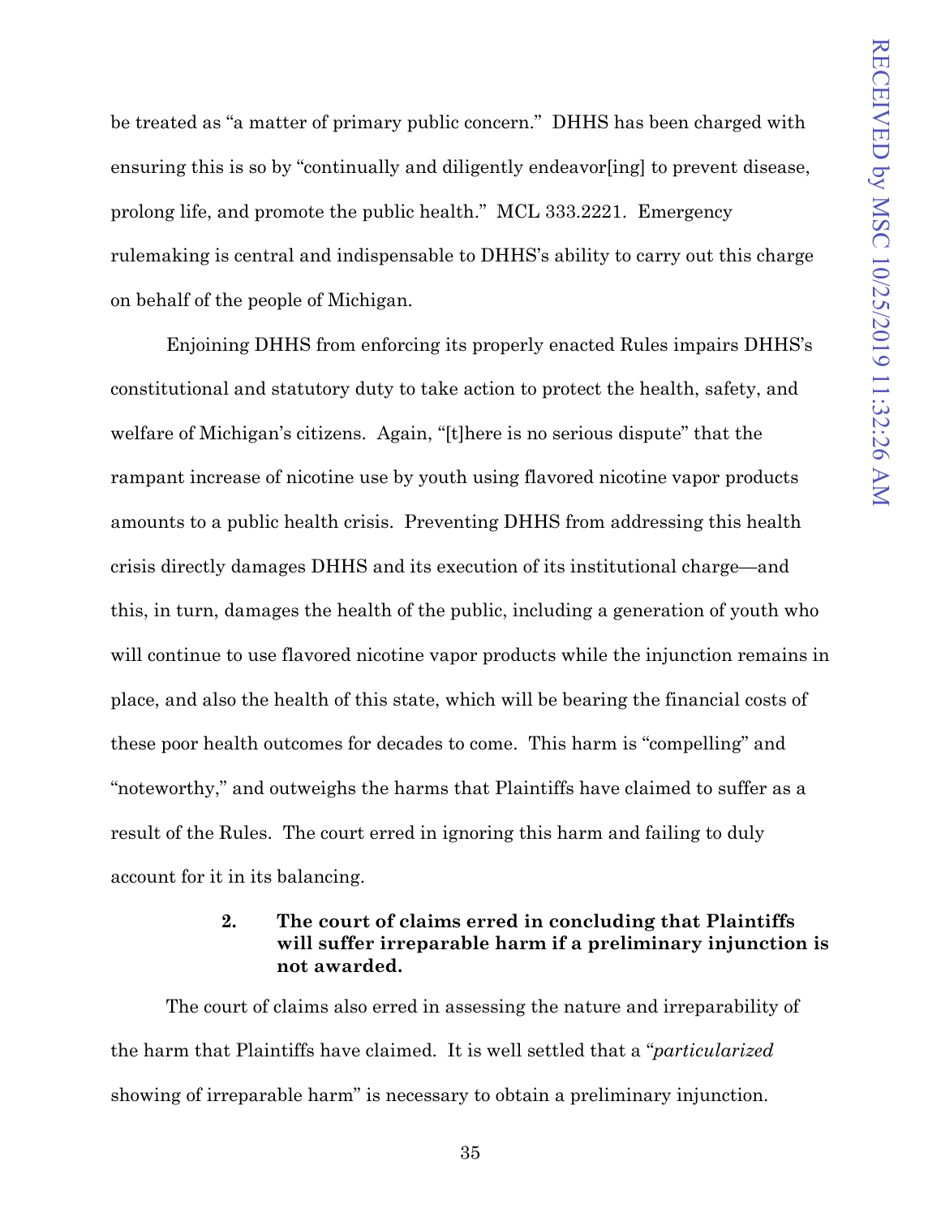be treated as "a matter of primary public concern." DHHS has been charged with ensuring this is so by "continually and diligently endeavor[ing] to prevent disease, prolong life, and promote the public health." MCL 333.2221. Emergency rulemaking is central and indispensable to DHHS's ability to carry out this charge on behalf of the people of Michigan.

Enjoining DHHS from enforcing its properly enacted Rules impairs DHHS's constitutional and statutory duty to take action to protect the health, safety, and welfare of Michigan's citizens. Again, "[t]here is no serious dispute" that the rampant increase of nicotine use by youth using flavored nicotine vapor products amounts to a public health crisis. Preventing DHHS from addressing this health crisis directly damages DHHS and its execution of its institutional charge—and this, in turn, damages the health of the public, including a generation of youth who will continue to use flavored nicotine vapor products while the injunction remains in place, and also the health of this state, which will be bearing the financial costs of these poor health outcomes for decades to come. This harm is "compelling" and "noteworthy," and outweighs the harms that Plaintiffs have claimed to suffer as a result of the Rules. The court erred in ignoring this harm and failing to duly account for it in its balancing.

#### 2. The court of claims erred in concluding that Plaintiffs will suffer irreparable harm if a preliminary injunction is not awarded.

The court of claims also erred in assessing the nature and irreparability of the harm that Plaintiffs have claimed. It is well settled that a "*particularized* showing of irreparable harm" is necessary to obtain a preliminary injunction.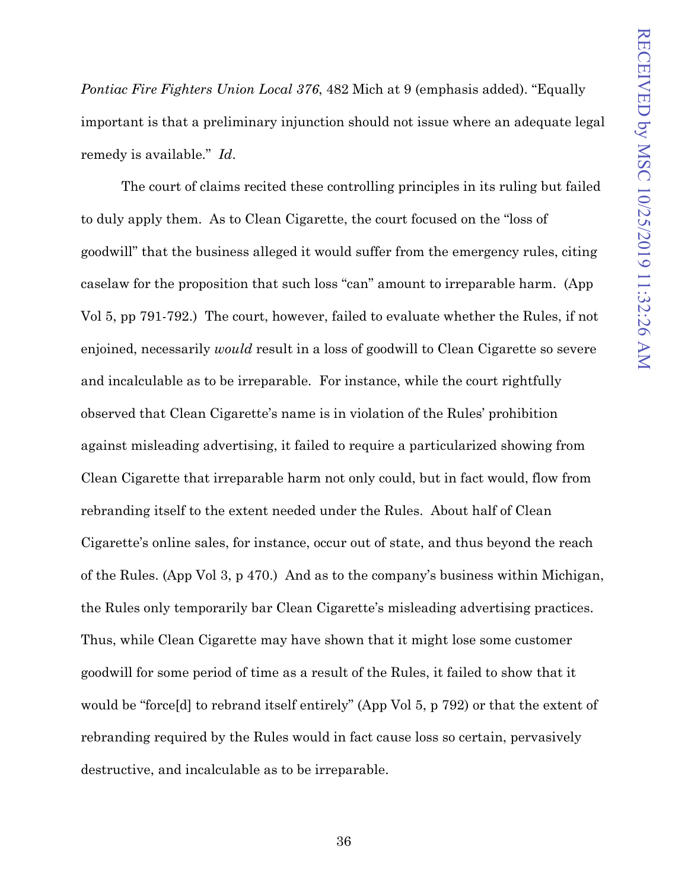*Pontiac Fire Fighters Union Local 376*, 482 Mich at 9 (emphasis added). "Equally important is that a preliminary injunction should not issue where an adequate legal remedy is available." *Id*.

The court of claims recited these controlling principles in its ruling but failed to duly apply them. As to Clean Cigarette, the court focused on the "loss of goodwill" that the business alleged it would suffer from the emergency rules, citing caselaw for the proposition that such loss "can" amount to irreparable harm. (App Vol 5, pp 791-792.) The court, however, failed to evaluate whether the Rules, if not enjoined, necessarily *would* result in a loss of goodwill to Clean Cigarette so severe and incalculable as to be irreparable. For instance, while the court rightfully observed that Clean Cigarette's name is in violation of the Rules' prohibition against misleading advertising, it failed to require a particularized showing from Clean Cigarette that irreparable harm not only could, but in fact would, flow from rebranding itself to the extent needed under the Rules. About half of Clean Cigarette's online sales, for instance, occur out of state, and thus beyond the reach of the Rules. (App Vol 3, p 470.) And as to the company's business within Michigan, the Rules only temporarily bar Clean Cigarette's misleading advertising practices. Thus, while Clean Cigarette may have shown that it might lose some customer goodwill for some period of time as a result of the Rules, it failed to show that it would be "force[d] to rebrand itself entirely" (App Vol 5, p 792) or that the extent of rebranding required by the Rules would in fact cause loss so certain, pervasively destructive, and incalculable as to be irreparable.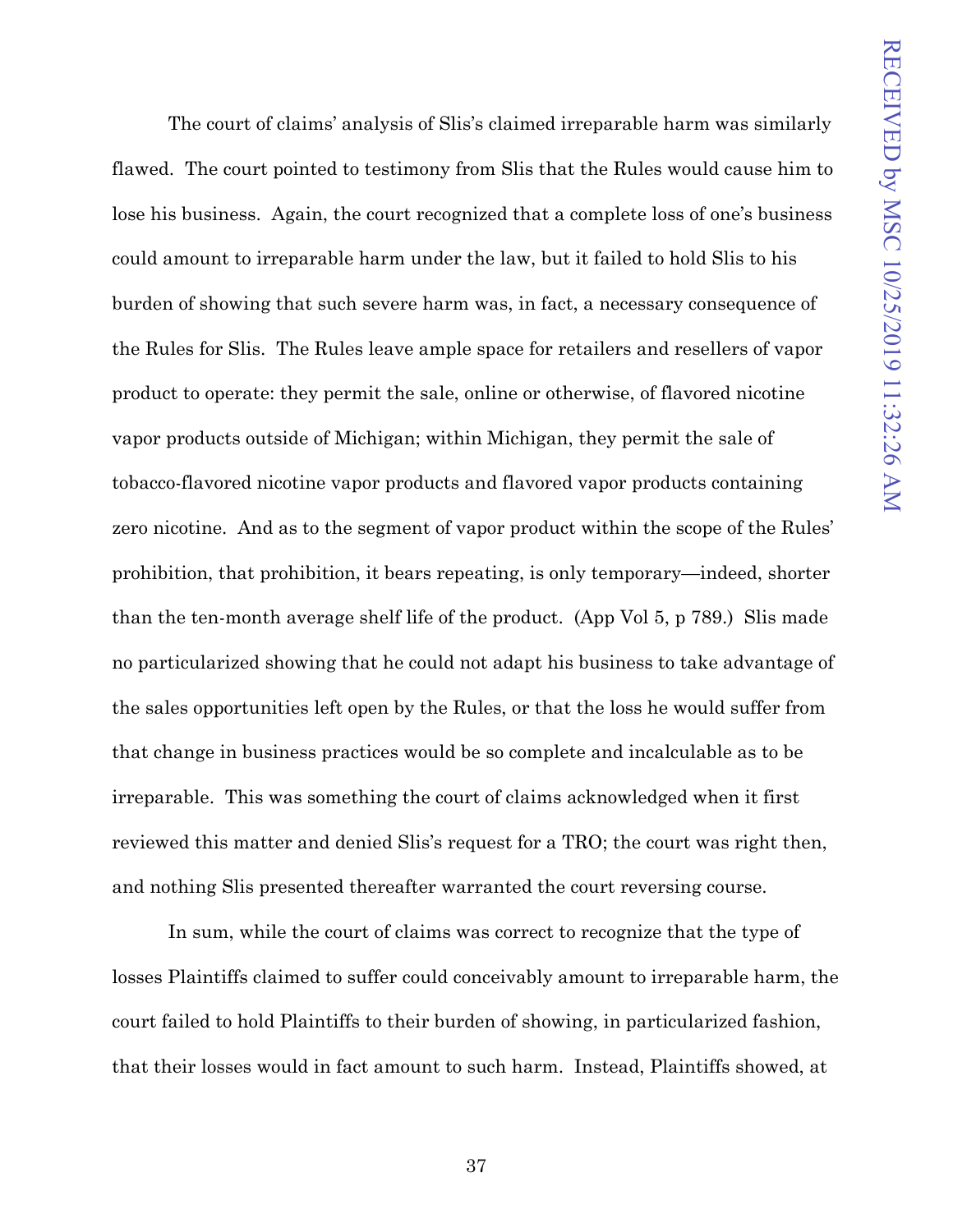The court of claims' analysis of Slis's claimed irreparable harm was similarly flawed. The court pointed to testimony from Slis that the Rules would cause him to lose his business. Again, the court recognized that a complete loss of one's business could amount to irreparable harm under the law, but it failed to hold Slis to his burden of showing that such severe harm was, in fact, a necessary consequence of the Rules for Slis. The Rules leave ample space for retailers and resellers of vapor product to operate: they permit the sale, online or otherwise, of flavored nicotine vapor products outside of Michigan; within Michigan, they permit the sale of tobacco-flavored nicotine vapor products and flavored vapor products containing zero nicotine. And as to the segment of vapor product within the scope of the Rules' prohibition, that prohibition, it bears repeating, is only temporary—indeed, shorter than the ten-month average shelf life of the product. (App Vol 5, p 789.) Slis made no particularized showing that he could not adapt his business to take advantage of the sales opportunities left open by the Rules, or that the loss he would suffer from that change in business practices would be so complete and incalculable as to be irreparable. This was something the court of claims acknowledged when it first reviewed this matter and denied Slis's request for a TRO; the court was right then, and nothing Slis presented thereafter warranted the court reversing course.

In sum, while the court of claims was correct to recognize that the type of losses Plaintiffs claimed to suffer could conceivably amount to irreparable harm, the court failed to hold Plaintiffs to their burden of showing, in particularized fashion, that their losses would in fact amount to such harm. Instead, Plaintiffs showed, at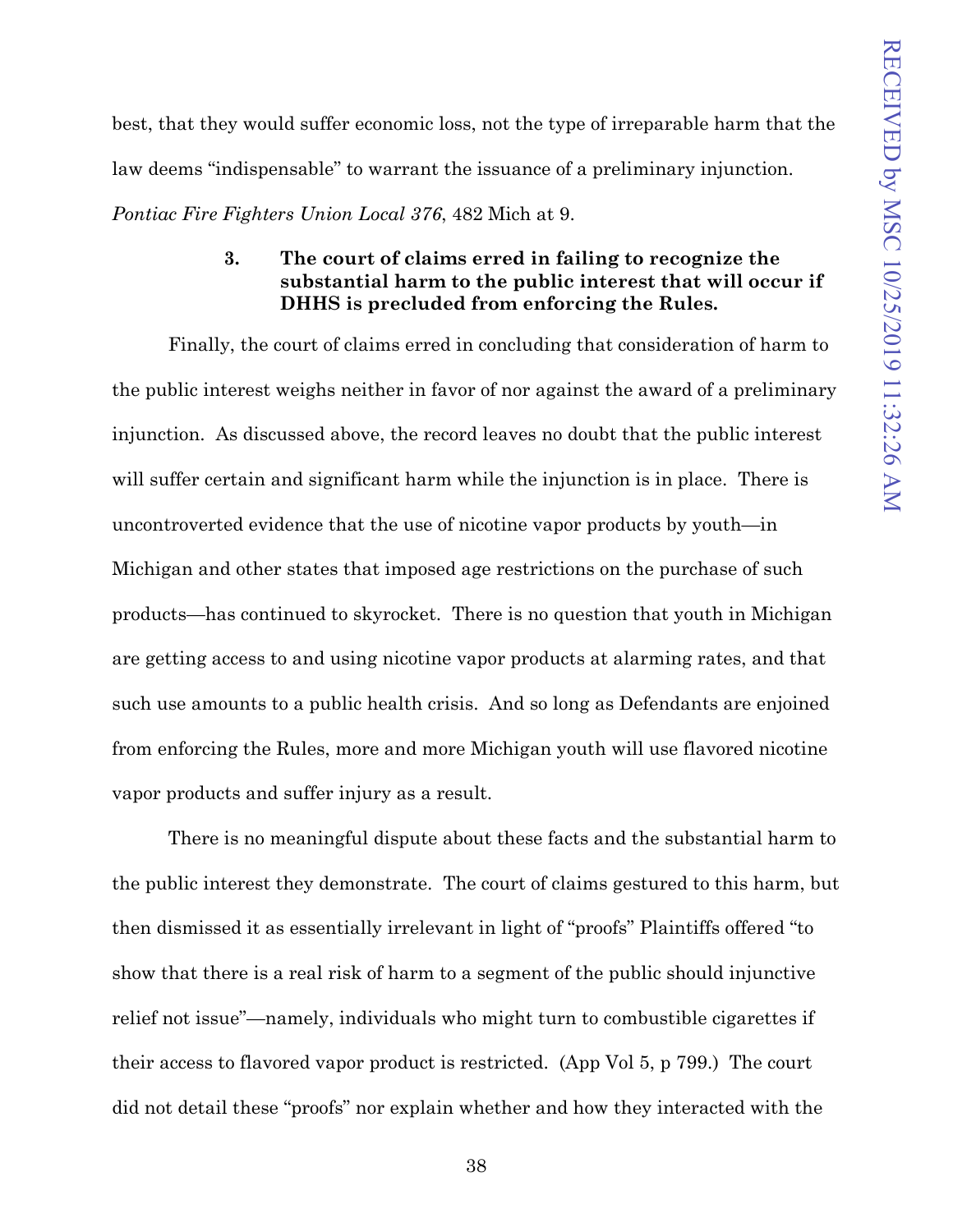best, that they would suffer economic loss, not the type of irreparable harm that the law deems "indispensable" to warrant the issuance of a preliminary injunction. *Pontiac Fire Fighters Union Local 376*, 482 Mich at 9.

#### 3. The court of claims erred in failing to recognize the substantial harm to the public interest that will occur if DHHS is precluded from enforcing the Rules.

Finally, the court of claims erred in concluding that consideration of harm to the public interest weighs neither in favor of nor against the award of a preliminary injunction. As discussed above, the record leaves no doubt that the public interest will suffer certain and significant harm while the injunction is in place. There is uncontroverted evidence that the use of nicotine vapor products by youth—in Michigan and other states that imposed age restrictions on the purchase of such products—has continued to skyrocket. There is no question that youth in Michigan are getting access to and using nicotine vapor products at alarming rates, and that such use amounts to a public health crisis. And so long as Defendants are enjoined from enforcing the Rules, more and more Michigan youth will use flavored nicotine vapor products and suffer injury as a result.

There is no meaningful dispute about these facts and the substantial harm to the public interest they demonstrate. The court of claims gestured to this harm, but then dismissed it as essentially irrelevant in light of "proofs" Plaintiffs offered "to show that there is a real risk of harm to a segment of the public should injunctive relief not issue"—namely, individuals who might turn to combustible cigarettes if their access to flavored vapor product is restricted. (App Vol 5, p 799.) The court did not detail these "proofs" nor explain whether and how they interacted with the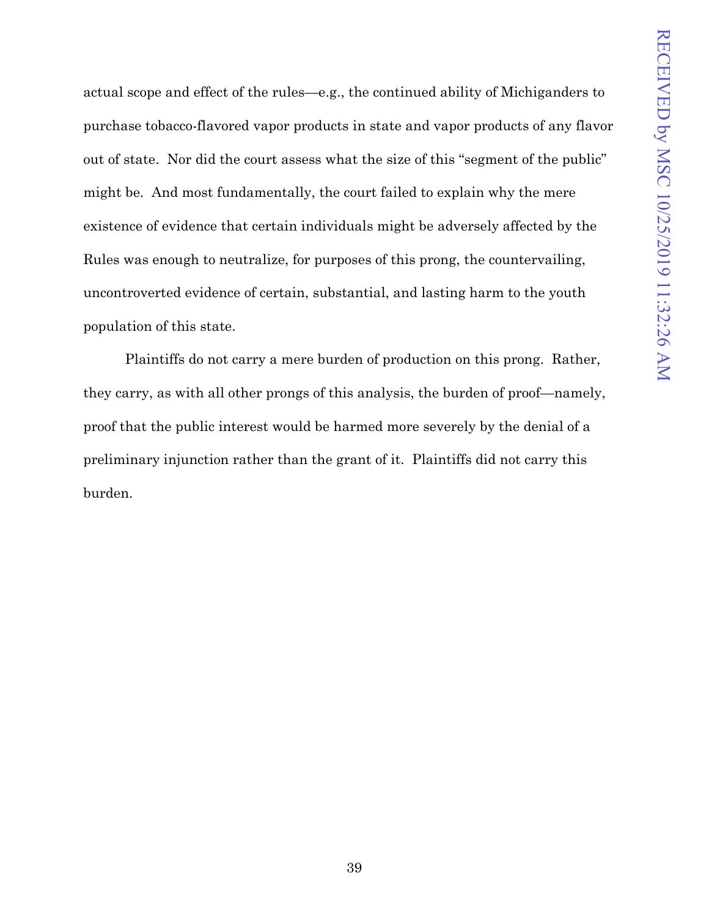actual scope and effect of the rules—e.g., the continued ability of Michiganders to purchase tobacco-flavored vapor products in state and vapor products of any flavor out of state. Nor did the court assess what the size of this "segment of the public" might be. And most fundamentally, the court failed to explain why the mere existence of evidence that certain individuals might be adversely affected by the Rules was enough to neutralize, for purposes of this prong, the countervailing, uncontroverted evidence of certain, substantial, and lasting harm to the youth population of this state.

Plaintiffs do not carry a mere burden of production on this prong. Rather, they carry, as with all other prongs of this analysis, the burden of proof—namely, proof that the public interest would be harmed more severely by the denial of a preliminary injunction rather than the grant of it. Plaintiffs did not carry this burden.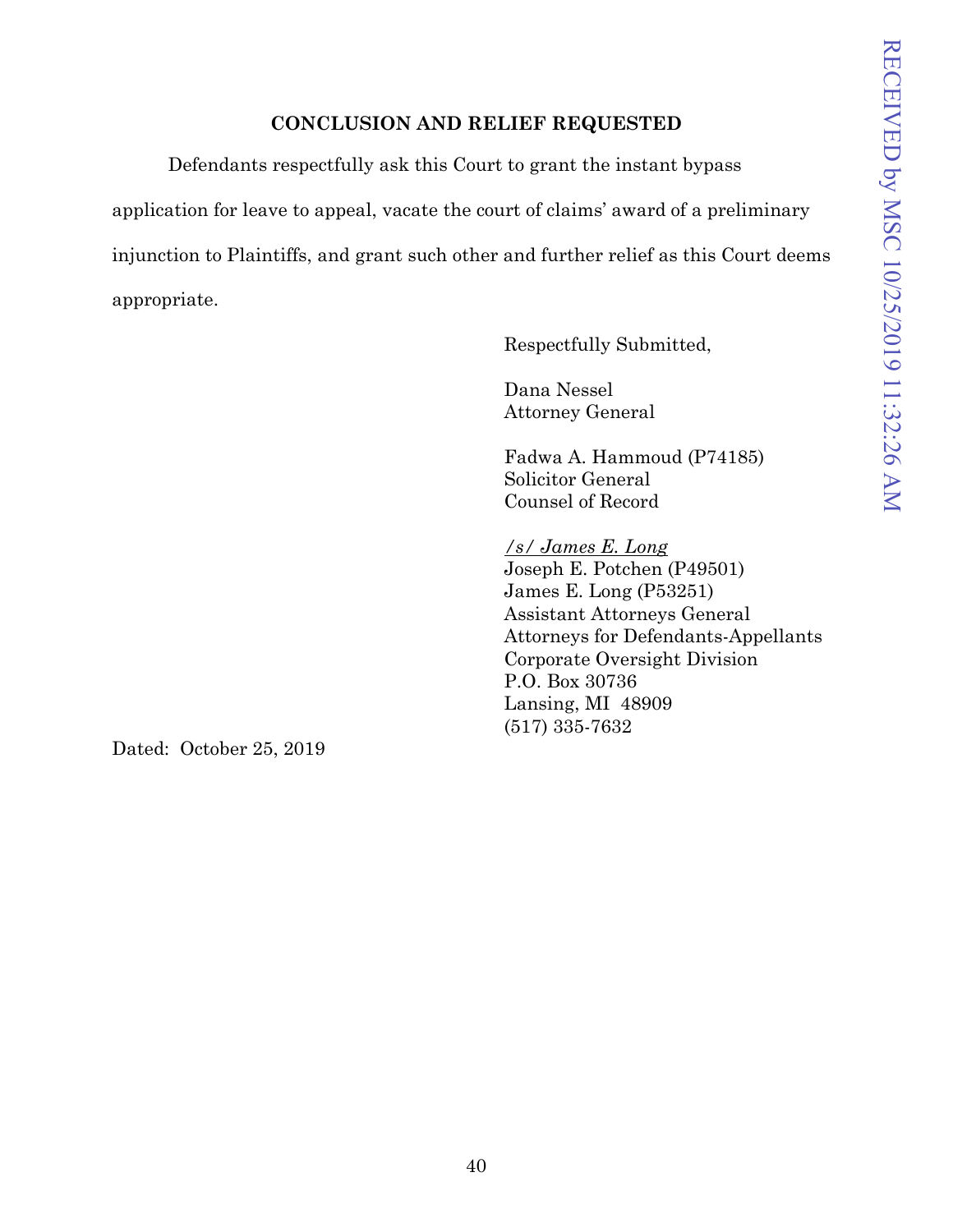## CONCLUSION AND RELIEF REQUESTED

Defendants respectfully ask this Court to grant the instant bypass application for leave to appeal, vacate the court of claims' award of a preliminary injunction to Plaintiffs, and grant such other and further relief as this Court deems appropriate.

Respectfully Submitted,

Dana Nessel
Attorney General

Fadwa A. Hammoud (P74185)
Solicitor General
Counsel of Record

*/s/ James E. Long*
Joseph E. Potchen (P49501)
James E. Long (P53251)
Assistant Attorneys General
Attorneys for Defendants-Appellants
Corporate Oversight Division
P.O. Box 30736
Lansing, MI 48909
(517) 335-7632

Dated: October 25, 2019

RECEIVED by MSC 10/25/2019 11:32:26 AM